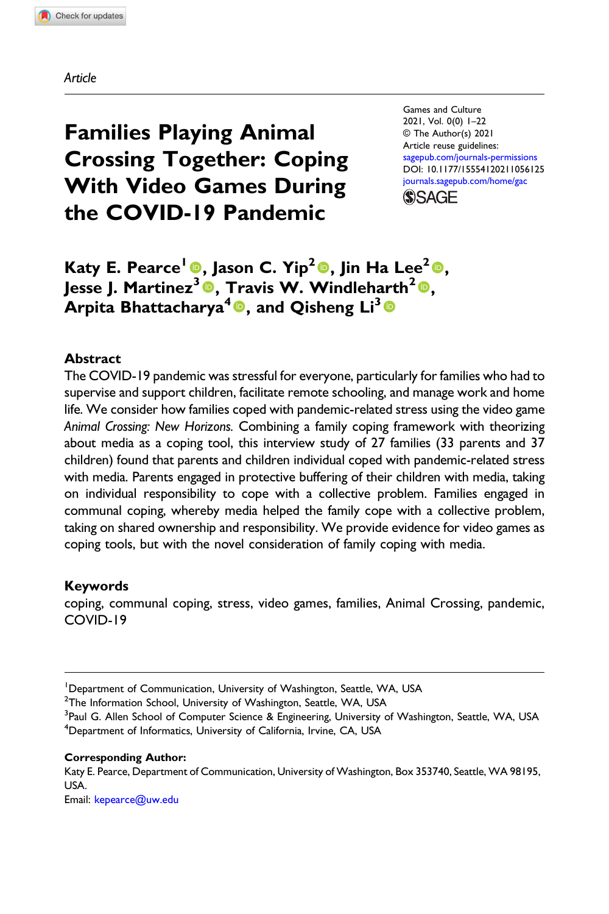Article

# Families Playing Animal Crossing Together: Coping With Video Games During the COVID-19 Pandemic

Games and Culture
2021, Vol. 0(0) 1–22
© The Author(s) 2021
Article reuse guidelines:
sagepub.com/journals-permissions
DOI: 10.1177/15554120211056125
journals.sagepub.com/home/gac

**Katy E. Pearce[1], Jason C. Yip[2], Jin Ha Lee[2], Jesse J. Martinez[3], Travis W. Windleharth[2], Arpita Bhattacharya[4], and Qisheng Li[3]**

## Abstract

The COVID-19 pandemic was stressful for everyone, particularly for families who had to supervise and support children, facilitate remote schooling, and manage work and home life. We consider how families coped with pandemic-related stress using the video game *Animal Crossing: New Horizons*. Combining a family coping framework with theorizing about media as a coping tool, this interview study of 27 families (33 parents and 37 children) found that parents and children individual coped with pandemic-related stress with media. Parents engaged in protective buffering of their children with media, taking on individual responsibility to cope with a collective problem. Families engaged in communal coping, whereby media helped the family cope with a collective problem, taking on shared ownership and responsibility. We provide evidence for video games as coping tools, but with the novel consideration of family coping with media.

## Keywords

coping, communal coping, stress, video games, families, Animal Crossing, pandemic, COVID-19

---

[1]Department of Communication, University of Washington, Seattle, WA, USA
[2]The Information School, University of Washington, Seattle, WA, USA
[3]Paul G. Allen School of Computer Science & Engineering, University of Washington, Seattle, WA, USA
[4]Department of Informatics, University of California, Irvine, CA, USA

**Corresponding Author:**
Katy E. Pearce, Department of Communication, University of Washington, Box 353740, Seattle, WA 98195, USA.
Email: kepearce@uw.edu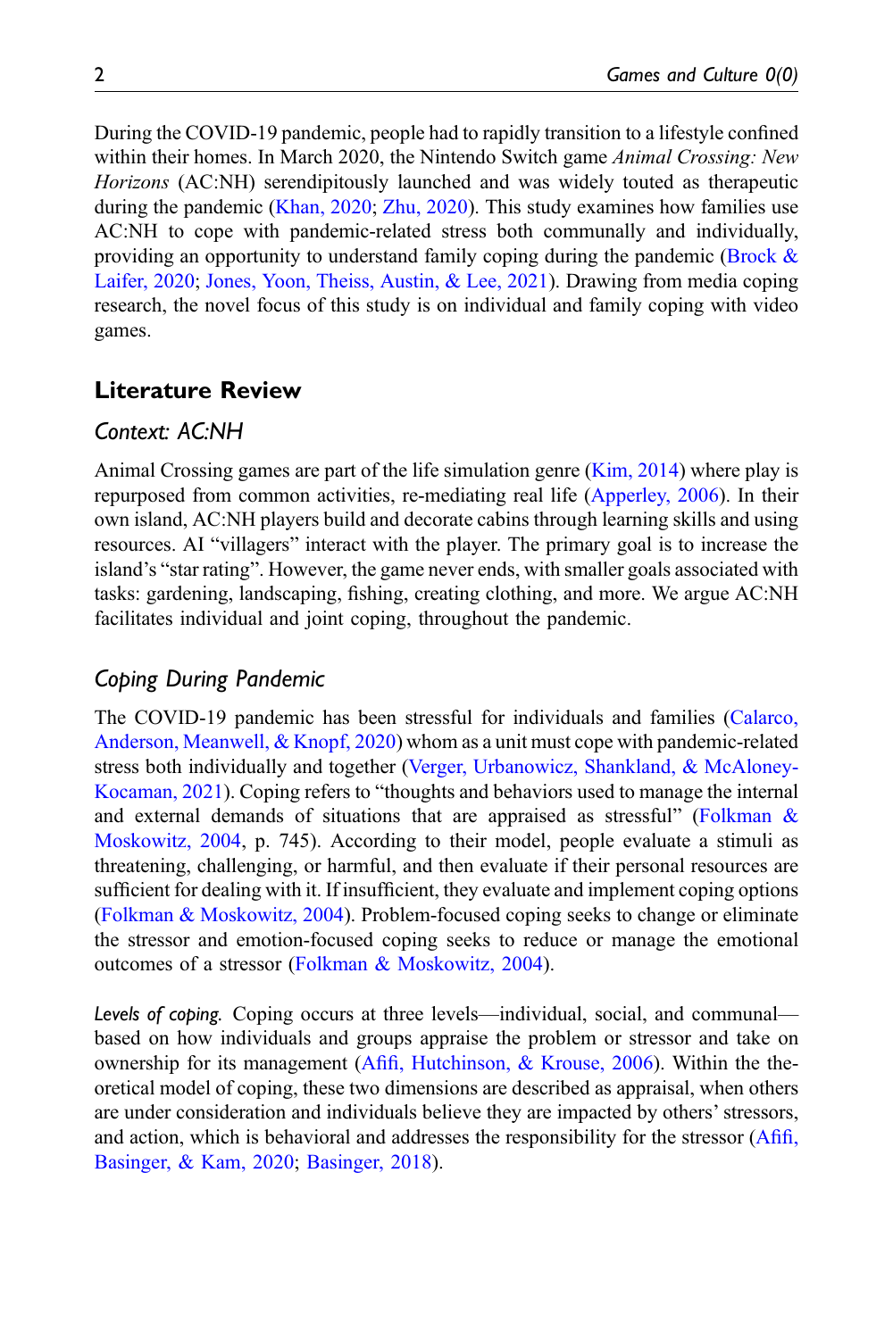During the COVID-19 pandemic, people had to rapidly transition to a lifestyle confined within their homes. In March 2020, the Nintendo Switch game *Animal Crossing: New Horizons* (AC:NH) serendipitously launched and was widely touted as therapeutic during the pandemic (Khan, 2020; Zhu, 2020). This study examines how families use AC:NH to cope with pandemic-related stress both communally and individually, providing an opportunity to understand family coping during the pandemic (Brock & Laifer, 2020; Jones, Yoon, Theiss, Austin, & Lee, 2021). Drawing from media coping research, the novel focus of this study is on individual and family coping with video games.

## Literature Review

### Context: AC:NH

Animal Crossing games are part of the life simulation genre (Kim, 2014) where play is repurposed from common activities, re-mediating real life (Apperley, 2006). In their own island, AC:NH players build and decorate cabins through learning skills and using resources. AI "villagers" interact with the player. The primary goal is to increase the island's "star rating". However, the game never ends, with smaller goals associated with tasks: gardening, landscaping, fishing, creating clothing, and more. We argue AC:NH facilitates individual and joint coping, throughout the pandemic.

### Coping During Pandemic

The COVID-19 pandemic has been stressful for individuals and families (Calarco, Anderson, Meanwell, & Knopf, 2020) whom as a unit must cope with pandemic-related stress both individually and together (Verger, Urbanowicz, Shankland, & McAloney-Kocaman, 2021). Coping refers to "thoughts and behaviors used to manage the internal and external demands of situations that are appraised as stressful" (Folkman & Moskowitz, 2004, p. 745). According to their model, people evaluate a stimuli as threatening, challenging, or harmful, and then evaluate if their personal resources are sufficient for dealing with it. If insufficient, they evaluate and implement coping options (Folkman & Moskowitz, 2004). Problem-focused coping seeks to change or eliminate the stressor and emotion-focused coping seeks to reduce or manage the emotional outcomes of a stressor (Folkman & Moskowitz, 2004).

*Levels of coping.* Coping occurs at three levels—individual, social, and communal—based on how individuals and groups appraise the problem or stressor and take on ownership for its management (Afifi, Hutchinson, & Krouse, 2006). Within the theoretical model of coping, these two dimensions are described as appraisal, when others are under consideration and individuals believe they are impacted by others' stressors, and action, which is behavioral and addresses the responsibility for the stressor (Afifi, Basinger, & Kam, 2020; Basinger, 2018).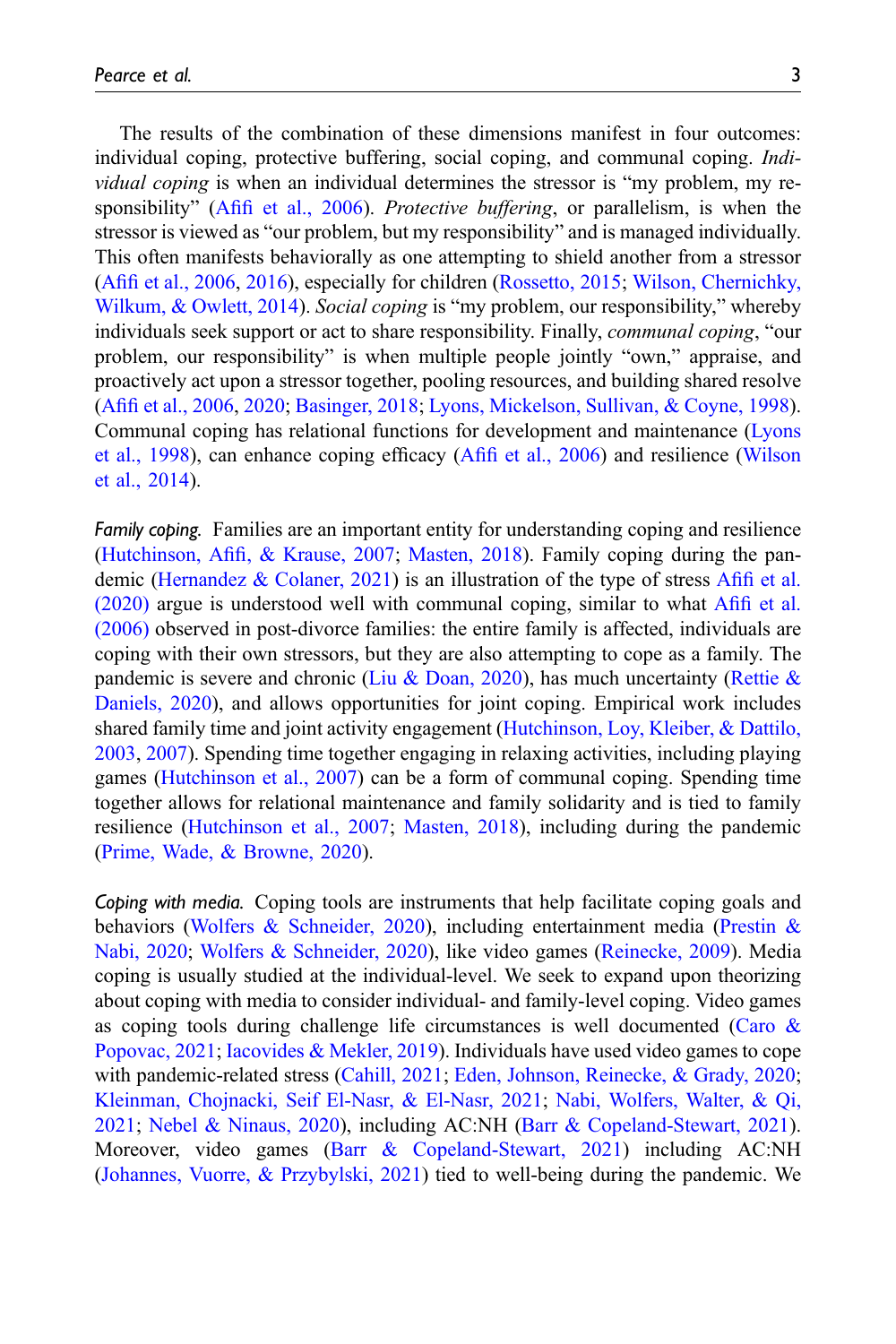The results of the combination of these dimensions manifest in four outcomes: individual coping, protective buffering, social coping, and communal coping. *Individual coping* is when an individual determines the stressor is "my problem, my responsibility" (Afifi et al., 2006). *Protective buffering*, or parallelism, is when the stressor is viewed as "our problem, but my responsibility" and is managed individually. This often manifests behaviorally as one attempting to shield another from a stressor (Afifi et al., 2006, 2016), especially for children (Rossetto, 2015; Wilson, Chernichky, Wilkum, & Owlett, 2014). *Social coping* is "my problem, our responsibility," whereby individuals seek support or act to share responsibility. Finally, *communal coping*, "our problem, our responsibility" is when multiple people jointly "own," appraise, and proactively act upon a stressor together, pooling resources, and building shared resolve (Afifi et al., 2006, 2020; Basinger, 2018; Lyons, Mickelson, Sullivan, & Coyne, 1998). Communal coping has relational functions for development and maintenance (Lyons et al., 1998), can enhance coping efficacy (Afifi et al., 2006) and resilience (Wilson et al., 2014).

*Family coping.* Families are an important entity for understanding coping and resilience (Hutchinson, Afifi, & Krause, 2007; Masten, 2018). Family coping during the pandemic (Hernandez & Colaner, 2021) is an illustration of the type of stress Afifi et al. (2020) argue is understood well with communal coping, similar to what Afifi et al. (2006) observed in post-divorce families: the entire family is affected, individuals are coping with their own stressors, but they are also attempting to cope as a family. The pandemic is severe and chronic (Liu & Doan, 2020), has much uncertainty (Rettie & Daniels, 2020), and allows opportunities for joint coping. Empirical work includes shared family time and joint activity engagement (Hutchinson, Loy, Kleiber, & Dattilo, 2003, 2007). Spending time together engaging in relaxing activities, including playing games (Hutchinson et al., 2007) can be a form of communal coping. Spending time together allows for relational maintenance and family solidarity and is tied to family resilience (Hutchinson et al., 2007; Masten, 2018), including during the pandemic (Prime, Wade, & Browne, 2020).

*Coping with media.* Coping tools are instruments that help facilitate coping goals and behaviors (Wolfers & Schneider, 2020), including entertainment media (Prestin & Nabi, 2020; Wolfers & Schneider, 2020), like video games (Reinecke, 2009). Media coping is usually studied at the individual-level. We seek to expand upon theorizing about coping with media to consider individual- and family-level coping. Video games as coping tools during challenge life circumstances is well documented (Caro & Popovac, 2021; Iacovides & Mekler, 2019). Individuals have used video games to cope with pandemic-related stress (Cahill, 2021; Eden, Johnson, Reinecke, & Grady, 2020; Kleinman, Chojnacki, Seif El-Nasr, & El-Nasr, 2021; Nabi, Wolfers, Walter, & Qi, 2021; Nebel & Ninaus, 2020), including AC:NH (Barr & Copeland-Stewart, 2021). Moreover, video games (Barr & Copeland-Stewart, 2021) including AC:NH (Johannes, Vuorre, & Przybylski, 2021) tied to well-being during the pandemic. We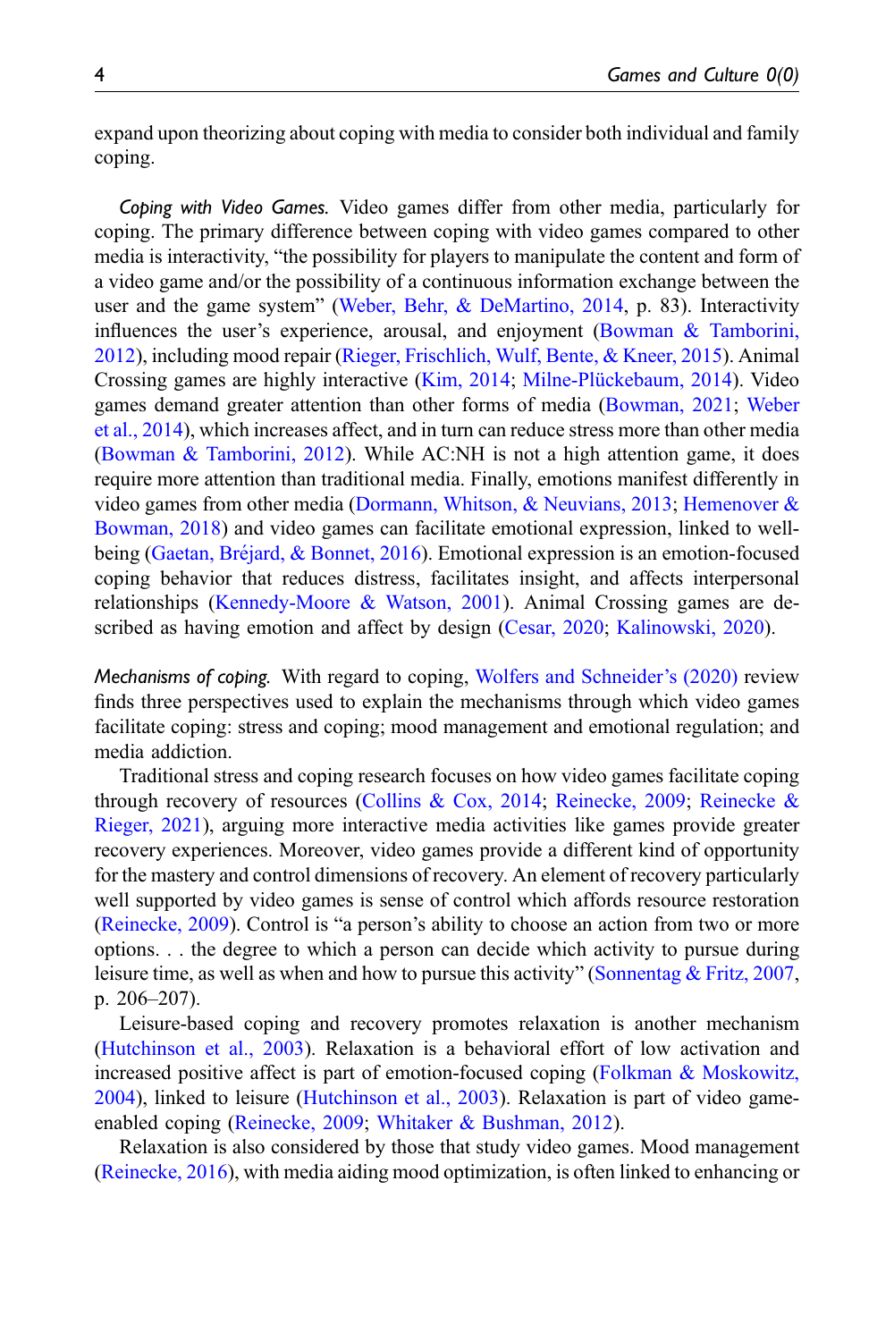expand upon theorizing about coping with media to consider both individual and family coping.

*Coping with Video Games.* Video games differ from other media, particularly for coping. The primary difference between coping with video games compared to other media is interactivity, "the possibility for players to manipulate the content and form of a video game and/or the possibility of a continuous information exchange between the user and the game system" (Weber, Behr, & DeMartino, 2014, p. 83). Interactivity influences the user's experience, arousal, and enjoyment (Bowman & Tamborini, 2012), including mood repair (Rieger, Frischlich, Wulf, Bente, & Kneer, 2015). Animal Crossing games are highly interactive (Kim, 2014; Milne-Plückebaum, 2014). Video games demand greater attention than other forms of media (Bowman, 2021; Weber et al., 2014), which increases affect, and in turn can reduce stress more than other media (Bowman & Tamborini, 2012). While AC:NH is not a high attention game, it does require more attention than traditional media. Finally, emotions manifest differently in video games from other media (Dormann, Whitson, & Neuvians, 2013; Hemenover & Bowman, 2018) and video games can facilitate emotional expression, linked to well-being (Gaetan, Bréjard, & Bonnet, 2016). Emotional expression is an emotion-focused coping behavior that reduces distress, facilitates insight, and affects interpersonal relationships (Kennedy-Moore & Watson, 2001). Animal Crossing games are described as having emotion and affect by design (Cesar, 2020; Kalinowski, 2020).

*Mechanisms of coping.* With regard to coping, Wolfers and Schneider's (2020) review finds three perspectives used to explain the mechanisms through which video games facilitate coping: stress and coping; mood management and emotional regulation; and media addiction.

Traditional stress and coping research focuses on how video games facilitate coping through recovery of resources (Collins & Cox, 2014; Reinecke, 2009; Reinecke & Rieger, 2021), arguing more interactive media activities like games provide greater recovery experiences. Moreover, video games provide a different kind of opportunity for the mastery and control dimensions of recovery. An element of recovery particularly well supported by video games is sense of control which affords resource restoration (Reinecke, 2009). Control is "a person's ability to choose an action from two or more options. . . the degree to which a person can decide which activity to pursue during leisure time, as well as when and how to pursue this activity" (Sonnentag & Fritz, 2007, p. 206–207).

Leisure-based coping and recovery promotes relaxation is another mechanism (Hutchinson et al., 2003). Relaxation is a behavioral effort of low activation and increased positive affect is part of emotion-focused coping (Folkman & Moskowitz, 2004), linked to leisure (Hutchinson et al., 2003). Relaxation is part of video game-enabled coping (Reinecke, 2009; Whitaker & Bushman, 2012).

Relaxation is also considered by those that study video games. Mood management (Reinecke, 2016), with media aiding mood optimization, is often linked to enhancing or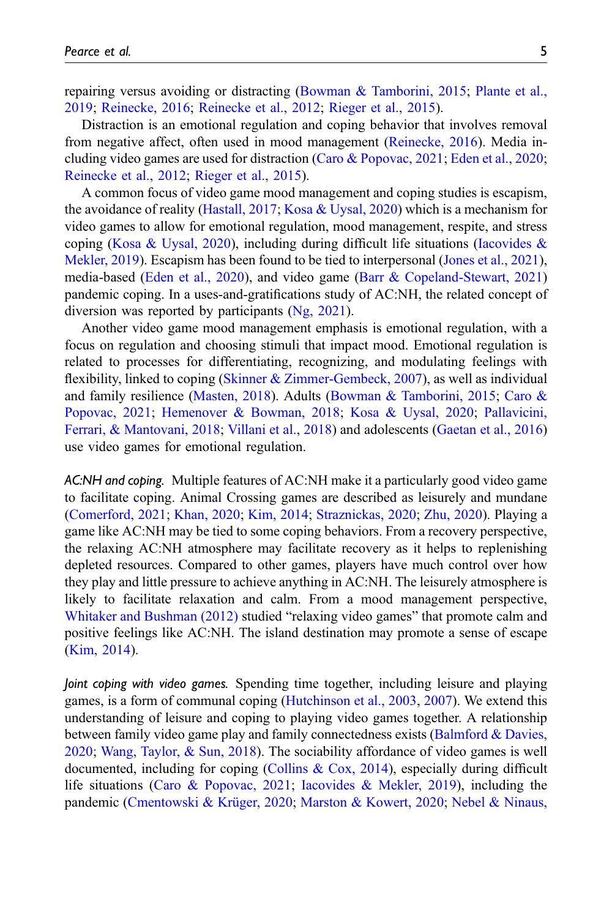repairing versus avoiding or distracting (Bowman & Tamborini, 2015; Plante et al., 2019; Reinecke, 2016; Reinecke et al., 2012; Rieger et al., 2015).

Distraction is an emotional regulation and coping behavior that involves removal from negative affect, often used in mood management (Reinecke, 2016). Media including video games are used for distraction (Caro & Popovac, 2021; Eden et al., 2020; Reinecke et al., 2012; Rieger et al., 2015).

A common focus of video game mood management and coping studies is escapism, the avoidance of reality (Hastall, 2017; Kosa & Uysal, 2020) which is a mechanism for video games to allow for emotional regulation, mood management, respite, and stress coping (Kosa & Uysal, 2020), including during difficult life situations (Iacovides & Mekler, 2019). Escapism has been found to be tied to interpersonal (Jones et al., 2021), media-based (Eden et al., 2020), and video game (Barr & Copeland-Stewart, 2021) pandemic coping. In a uses-and-gratifications study of AC:NH, the related concept of diversion was reported by participants (Ng, 2021).

Another video game mood management emphasis is emotional regulation, with a focus on regulation and choosing stimuli that impact mood. Emotional regulation is related to processes for differentiating, recognizing, and modulating feelings with flexibility, linked to coping (Skinner & Zimmer-Gembeck, 2007), as well as individual and family resilience (Masten, 2018). Adults (Bowman & Tamborini, 2015; Caro & Popovac, 2021; Hemenover & Bowman, 2018; Kosa & Uysal, 2020; Pallavicini, Ferrari, & Mantovani, 2018; Villani et al., 2018) and adolescents (Gaetan et al., 2016) use video games for emotional regulation.

*AC:NH and coping.* Multiple features of AC:NH make it a particularly good video game to facilitate coping. Animal Crossing games are described as leisurely and mundane (Comerford, 2021; Khan, 2020; Kim, 2014; Straznickas, 2020; Zhu, 2020). Playing a game like AC:NH may be tied to some coping behaviors. From a recovery perspective, the relaxing AC:NH atmosphere may facilitate recovery as it helps to replenishing depleted resources. Compared to other games, players have much control over how they play and little pressure to achieve anything in AC:NH. The leisurely atmosphere is likely to facilitate relaxation and calm. From a mood management perspective, Whitaker and Bushman (2012) studied "relaxing video games" that promote calm and positive feelings like AC:NH. The island destination may promote a sense of escape (Kim, 2014).

*Joint coping with video games.* Spending time together, including leisure and playing games, is a form of communal coping (Hutchinson et al., 2003, 2007). We extend this understanding of leisure and coping to playing video games together. A relationship between family video game play and family connectedness exists (Balmford & Davies, 2020; Wang, Taylor, & Sun, 2018). The sociability affordance of video games is well documented, including for coping (Collins & Cox, 2014), especially during difficult life situations (Caro & Popovac, 2021; Iacovides & Mekler, 2019), including the pandemic (Cmentowski & Krüger, 2020; Marston & Kowert, 2020; Nebel & Ninaus,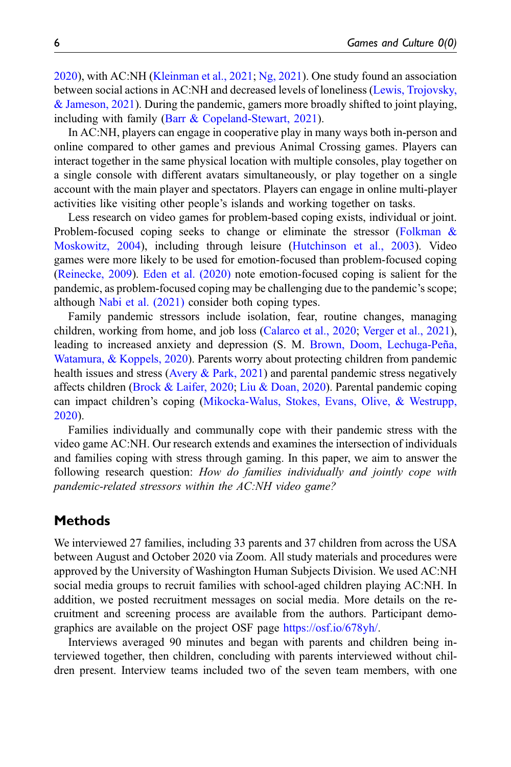2020), with AC:NH (Kleinman et al., 2021; Ng, 2021). One study found an association between social actions in AC:NH and decreased levels of loneliness (Lewis, Trojovsky, & Jameson, 2021). During the pandemic, gamers more broadly shifted to joint playing, including with family (Barr & Copeland-Stewart, 2021).

In AC:NH, players can engage in cooperative play in many ways both in-person and online compared to other games and previous Animal Crossing games. Players can interact together in the same physical location with multiple consoles, play together on a single console with different avatars simultaneously, or play together on a single account with the main player and spectators. Players can engage in online multi-player activities like visiting other people's islands and working together on tasks.

Less research on video games for problem-based coping exists, individual or joint. Problem-focused coping seeks to change or eliminate the stressor (Folkman & Moskowitz, 2004), including through leisure (Hutchinson et al., 2003). Video games were more likely to be used for emotion-focused than problem-focused coping (Reinecke, 2009). Eden et al. (2020) note emotion-focused coping is salient for the pandemic, as problem-focused coping may be challenging due to the pandemic's scope; although Nabi et al. (2021) consider both coping types.

Family pandemic stressors include isolation, fear, routine changes, managing children, working from home, and job loss (Calarco et al., 2020; Verger et al., 2021), leading to increased anxiety and depression (S. M. Brown, Doom, Lechuga-Peña, Watamura, & Koppels, 2020). Parents worry about protecting children from pandemic health issues and stress (Avery & Park, 2021) and parental pandemic stress negatively affects children (Brock & Laifer, 2020; Liu & Doan, 2020). Parental pandemic coping can impact children's coping (Mikocka-Walus, Stokes, Evans, Olive, & Westrupp, 2020).

Families individually and communally cope with their pandemic stress with the video game AC:NH. Our research extends and examines the intersection of individuals and families coping with stress through gaming. In this paper, we aim to answer the following research question: *How do families individually and jointly cope with pandemic-related stressors within the AC:NH video game?*

## Methods

We interviewed 27 families, including 33 parents and 37 children from across the USA between August and October 2020 via Zoom. All study materials and procedures were approved by the University of Washington Human Subjects Division. We used AC:NH social media groups to recruit families with school-aged children playing AC:NH. In addition, we posted recruitment messages on social media. More details on the recruitment and screening process are available from the authors. Participant demographics are available on the project OSF page https://osf.io/678yh/.

Interviews averaged 90 minutes and began with parents and children being interviewed together, then children, concluding with parents interviewed without children present. Interview teams included two of the seven team members, with one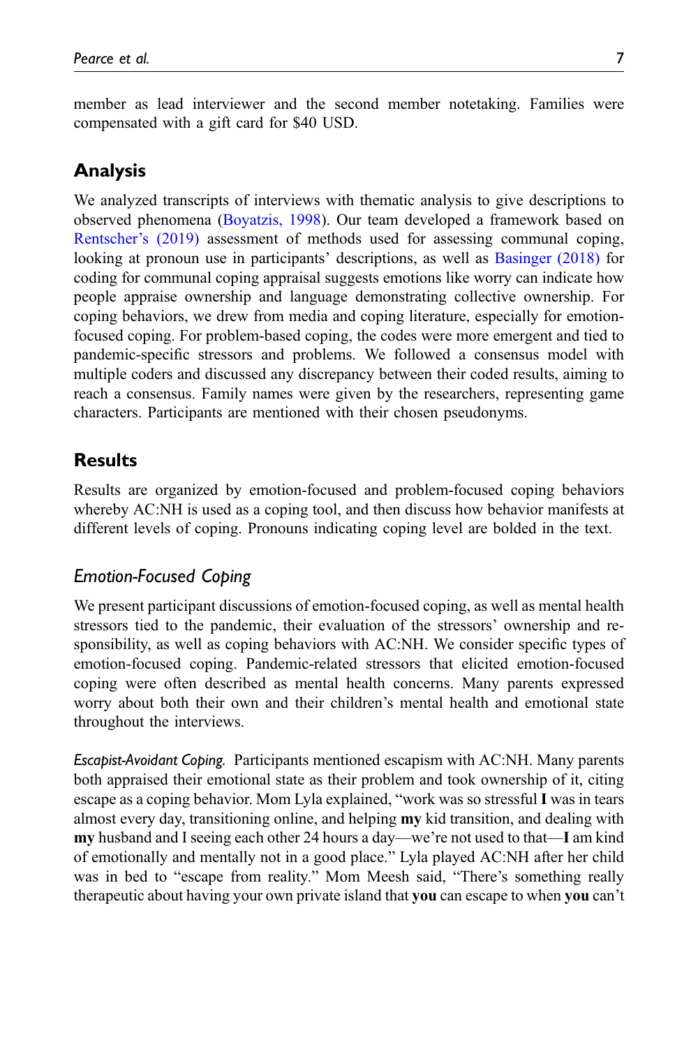member as lead interviewer and the second member notetaking. Families were compensated with a gift card for $40 USD.

## Analysis

We analyzed transcripts of interviews with thematic analysis to give descriptions to observed phenomena (Boyatzis, 1998). Our team developed a framework based on Rentscher's (2019) assessment of methods used for assessing communal coping, looking at pronoun use in participants' descriptions, as well as Basinger (2018) for coding for communal coping appraisal suggests emotions like worry can indicate how people appraise ownership and language demonstrating collective ownership. For coping behaviors, we drew from media and coping literature, especially for emotion-focused coping. For problem-based coping, the codes were more emergent and tied to pandemic-specific stressors and problems. We followed a consensus model with multiple coders and discussed any discrepancy between their coded results, aiming to reach a consensus. Family names were given by the researchers, representing game characters. Participants are mentioned with their chosen pseudonyms.

## Results

Results are organized by emotion-focused and problem-focused coping behaviors whereby AC:NH is used as a coping tool, and then discuss how behavior manifests at different levels of coping. Pronouns indicating coping level are bolded in the text.

### *Emotion-Focused Coping*

We present participant discussions of emotion-focused coping, as well as mental health stressors tied to the pandemic, their evaluation of the stressors' ownership and responsibility, as well as coping behaviors with AC:NH. We consider specific types of emotion-focused coping. Pandemic-related stressors that elicited emotion-focused coping were often described as mental health concerns. Many parents expressed worry about both their own and their children's mental health and emotional state throughout the interviews.

*Escapist-Avoidant Coping.* Participants mentioned escapism with AC:NH. Many parents both appraised their emotional state as their problem and took ownership of it, citing escape as a coping behavior. Mom Lyla explained, "work was so stressful **I** was in tears almost every day, transitioning online, and helping **my** kid transition, and dealing with **my** husband and I seeing each other 24 hours a day—we're not used to that—**I** am kind of emotionally and mentally not in a good place." Lyla played AC:NH after her child was in bed to "escape from reality." Mom Meesh said, "There's something really therapeutic about having your own private island that **you** can escape to when **you** can't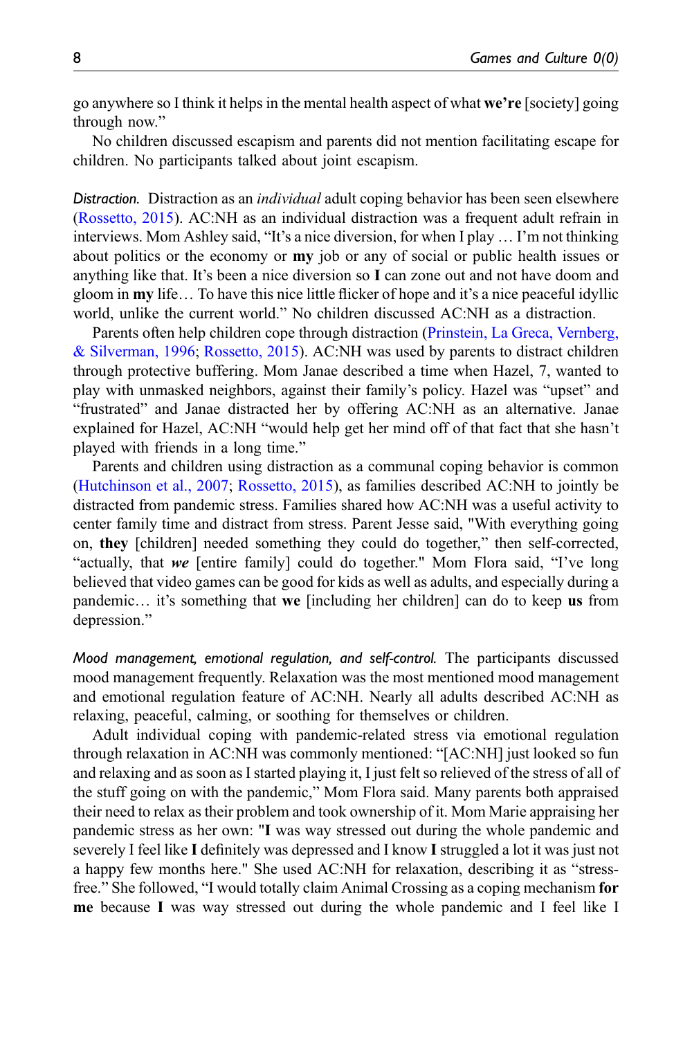go anywhere so I think it helps in the mental health aspect of what **we're** [society] going through now."

No children discussed escapism and parents did not mention facilitating escape for children. No participants talked about joint escapism.

*Distraction.* Distraction as an *individual* adult coping behavior has been seen elsewhere (Rossetto, 2015). AC:NH as an individual distraction was a frequent adult refrain in interviews. Mom Ashley said, "It's a nice diversion, for when I play … I'm not thinking about politics or the economy or **my** job or any of social or public health issues or anything like that. It's been a nice diversion so **I** can zone out and not have doom and gloom in **my** life… To have this nice little flicker of hope and it's a nice peaceful idyllic world, unlike the current world." No children discussed AC:NH as a distraction.

Parents often help children cope through distraction (Prinstein, La Greca, Vernberg, & Silverman, 1996; Rossetto, 2015). AC:NH was used by parents to distract children through protective buffering. Mom Janae described a time when Hazel, 7, wanted to play with unmasked neighbors, against their family's policy. Hazel was "upset" and "frustrated" and Janae distracted her by offering AC:NH as an alternative. Janae explained for Hazel, AC:NH "would help get her mind off of that fact that she hasn't played with friends in a long time."

Parents and children using distraction as a communal coping behavior is common (Hutchinson et al., 2007; Rossetto, 2015), as families described AC:NH to jointly be distracted from pandemic stress. Families shared how AC:NH was a useful activity to center family time and distract from stress. Parent Jesse said, "With everything going on, **they** [children] needed something they could do together," then self-corrected, "actually, that ***we*** [entire family] could do together." Mom Flora said, "I've long believed that video games can be good for kids as well as adults, and especially during a pandemic… it's something that **we** [including her children] can do to keep **us** from depression."

*Mood management, emotional regulation, and self-control.* The participants discussed mood management frequently. Relaxation was the most mentioned mood management and emotional regulation feature of AC:NH. Nearly all adults described AC:NH as relaxing, peaceful, calming, or soothing for themselves or children.

Adult individual coping with pandemic-related stress via emotional regulation through relaxation in AC:NH was commonly mentioned: "[AC:NH] just looked so fun and relaxing and as soon as I started playing it, I just felt so relieved of the stress of all of the stuff going on with the pandemic," Mom Flora said. Many parents both appraised their need to relax as their problem and took ownership of it. Mom Marie appraising her pandemic stress as her own: "**I** was way stressed out during the whole pandemic and severely I feel like **I** definitely was depressed and I know **I** struggled a lot it was just not a happy few months here." She used AC:NH for relaxation, describing it as "stress-free." She followed, "I would totally claim Animal Crossing as a coping mechanism **for me** because **I** was way stressed out during the whole pandemic and I feel like I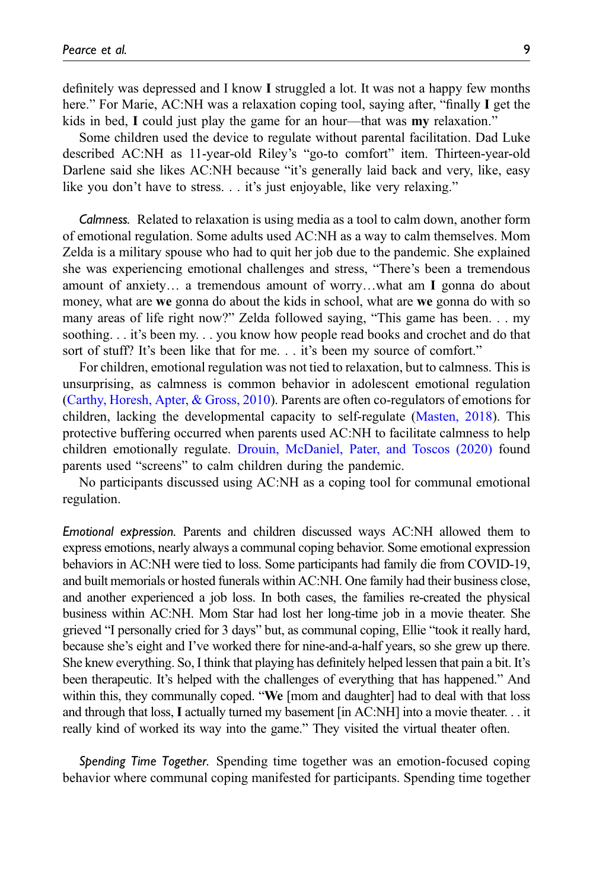definitely was depressed and I know **I** struggled a lot. It was not a happy few months here." For Marie, AC:NH was a relaxation coping tool, saying after, "finally **I** get the kids in bed, **I** could just play the game for an hour—that was **my** relaxation."

Some children used the device to regulate without parental facilitation. Dad Luke described AC:NH as 11-year-old Riley's "go-to comfort" item. Thirteen-year-old Darlene said she likes AC:NH because "it's generally laid back and very, like, easy like you don't have to stress. . . it's just enjoyable, like very relaxing."

*Calmness.* Related to relaxation is using media as a tool to calm down, another form of emotional regulation. Some adults used AC:NH as a way to calm themselves. Mom Zelda is a military spouse who had to quit her job due to the pandemic. She explained she was experiencing emotional challenges and stress, "There's been a tremendous amount of anxiety… a tremendous amount of worry…what am **I** gonna do about money, what are **we** gonna do about the kids in school, what are **we** gonna do with so many areas of life right now?" Zelda followed saying, "This game has been. . . my soothing. . . it's been my. . . you know how people read books and crochet and do that sort of stuff? It's been like that for me. . . it's been my source of comfort."

For children, emotional regulation was not tied to relaxation, but to calmness. This is unsurprising, as calmness is common behavior in adolescent emotional regulation (Carthy, Horesh, Apter, & Gross, 2010). Parents are often co-regulators of emotions for children, lacking the developmental capacity to self-regulate (Masten, 2018). This protective buffering occurred when parents used AC:NH to facilitate calmness to help children emotionally regulate. Drouin, McDaniel, Pater, and Toscos (2020) found parents used "screens" to calm children during the pandemic.

No participants discussed using AC:NH as a coping tool for communal emotional regulation.

*Emotional expression.* Parents and children discussed ways AC:NH allowed them to express emotions, nearly always a communal coping behavior. Some emotional expression behaviors in AC:NH were tied to loss. Some participants had family die from COVID-19, and built memorials or hosted funerals within AC:NH. One family had their business close, and another experienced a job loss. In both cases, the families re-created the physical business within AC:NH. Mom Star had lost her long-time job in a movie theater. She grieved "I personally cried for 3 days" but, as communal coping, Ellie "took it really hard, because she's eight and I've worked there for nine-and-a-half years, so she grew up there. She knew everything. So, I think that playing has definitely helped lessen that pain a bit. It's been therapeutic. It's helped with the challenges of everything that has happened." And within this, they communally coped. "**We** [mom and daughter] had to deal with that loss and through that loss, **I** actually turned my basement [in AC:NH] into a movie theater. . . it really kind of worked its way into the game." They visited the virtual theater often.

*Spending Time Together.* Spending time together was an emotion-focused coping behavior where communal coping manifested for participants. Spending time together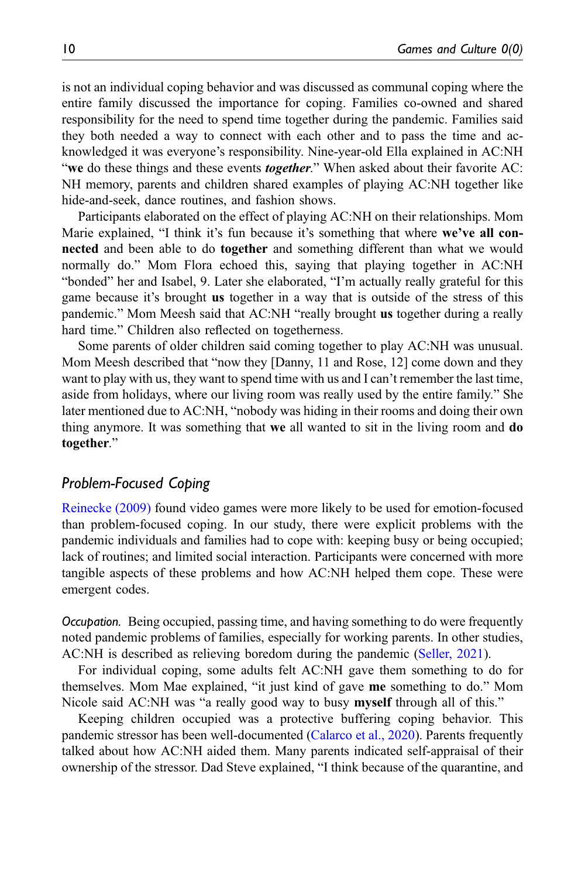is not an individual coping behavior and was discussed as communal coping where the entire family discussed the importance for coping. Families co-owned and shared responsibility for the need to spend time together during the pandemic. Families said they both needed a way to connect with each other and to pass the time and acknowledged it was everyone's responsibility. Nine-year-old Ella explained in AC:NH "**we** do these things and these events ***together***." When asked about their favorite AC: NH memory, parents and children shared examples of playing AC:NH together like hide-and-seek, dance routines, and fashion shows.

Participants elaborated on the effect of playing AC:NH on their relationships. Mom Marie explained, "I think it's fun because it's something that where **we've all connected** and been able to do **together** and something different than what we would normally do." Mom Flora echoed this, saying that playing together in AC:NH "bonded" her and Isabel, 9. Later she elaborated, "I'm actually really grateful for this game because it's brought **us** together in a way that is outside of the stress of this pandemic." Mom Meesh said that AC:NH "really brought **us** together during a really hard time." Children also reflected on togetherness.

Some parents of older children said coming together to play AC:NH was unusual. Mom Meesh described that "now they [Danny, 11 and Rose, 12] come down and they want to play with us, they want to spend time with us and I can't remember the last time, aside from holidays, where our living room was really used by the entire family." She later mentioned due to AC:NH, "nobody was hiding in their rooms and doing their own thing anymore. It was something that **we** all wanted to sit in the living room and **do together**."

## *Problem-Focused Coping*

Reinecke (2009) found video games were more likely to be used for emotion-focused than problem-focused coping. In our study, there were explicit problems with the pandemic individuals and families had to cope with: keeping busy or being occupied; lack of routines; and limited social interaction. Participants were concerned with more tangible aspects of these problems and how AC:NH helped them cope. These were emergent codes.

*Occupation.* Being occupied, passing time, and having something to do were frequently noted pandemic problems of families, especially for working parents. In other studies, AC:NH is described as relieving boredom during the pandemic (Seller, 2021).

For individual coping, some adults felt AC:NH gave them something to do for themselves. Mom Mae explained, "it just kind of gave **me** something to do." Mom Nicole said AC:NH was "a really good way to busy **myself** through all of this."

Keeping children occupied was a protective buffering coping behavior. This pandemic stressor has been well-documented (Calarco et al., 2020). Parents frequently talked about how AC:NH aided them. Many parents indicated self-appraisal of their ownership of the stressor. Dad Steve explained, "I think because of the quarantine, and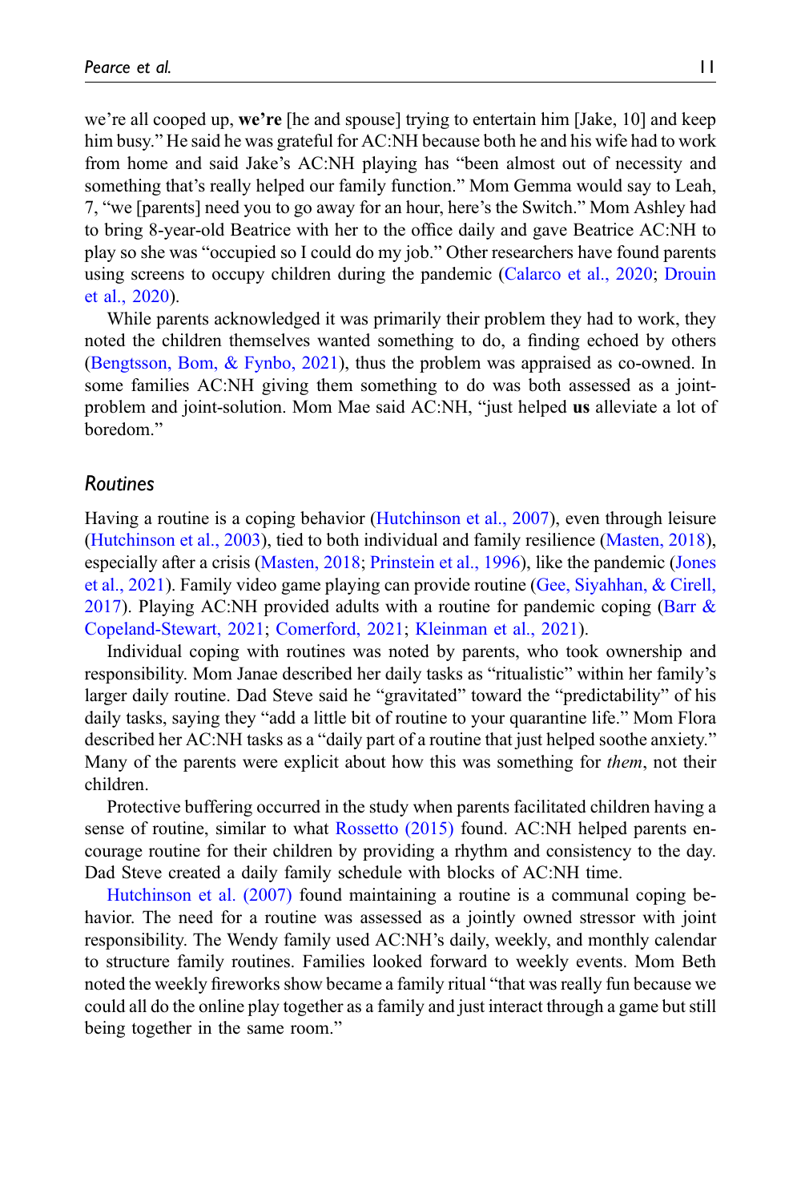we're all cooped up, **we're** [he and spouse] trying to entertain him [Jake, 10] and keep him busy." He said he was grateful for AC:NH because both he and his wife had to work from home and said Jake's AC:NH playing has "been almost out of necessity and something that's really helped our family function." Mom Gemma would say to Leah, 7, "we [parents] need you to go away for an hour, here's the Switch." Mom Ashley had to bring 8-year-old Beatrice with her to the office daily and gave Beatrice AC:NH to play so she was "occupied so I could do my job." Other researchers have found parents using screens to occupy children during the pandemic (Calarco et al., 2020; Drouin et al., 2020).

While parents acknowledged it was primarily their problem they had to work, they noted the children themselves wanted something to do, a finding echoed by others (Bengtsson, Bom, & Fynbo, 2021), thus the problem was appraised as co-owned. In some families AC:NH giving them something to do was both assessed as a joint-problem and joint-solution. Mom Mae said AC:NH, "just helped **us** alleviate a lot of boredom."

### *Routines*

Having a routine is a coping behavior (Hutchinson et al., 2007), even through leisure (Hutchinson et al., 2003), tied to both individual and family resilience (Masten, 2018), especially after a crisis (Masten, 2018; Prinstein et al., 1996), like the pandemic (Jones et al., 2021). Family video game playing can provide routine (Gee, Siyahhan, & Cirell, 2017). Playing AC:NH provided adults with a routine for pandemic coping (Barr & Copeland-Stewart, 2021; Comerford, 2021; Kleinman et al., 2021).

Individual coping with routines was noted by parents, who took ownership and responsibility. Mom Janae described her daily tasks as "ritualistic" within her family's larger daily routine. Dad Steve said he "gravitated" toward the "predictability" of his daily tasks, saying they "add a little bit of routine to your quarantine life." Mom Flora described her AC:NH tasks as a "daily part of a routine that just helped soothe anxiety." Many of the parents were explicit about how this was something for *them*, not their children.

Protective buffering occurred in the study when parents facilitated children having a sense of routine, similar to what Rossetto (2015) found. AC:NH helped parents encourage routine for their children by providing a rhythm and consistency to the day. Dad Steve created a daily family schedule with blocks of AC:NH time.

Hutchinson et al. (2007) found maintaining a routine is a communal coping behavior. The need for a routine was assessed as a jointly owned stressor with joint responsibility. The Wendy family used AC:NH's daily, weekly, and monthly calendar to structure family routines. Families looked forward to weekly events. Mom Beth noted the weekly fireworks show became a family ritual "that was really fun because we could all do the online play together as a family and just interact through a game but still being together in the same room."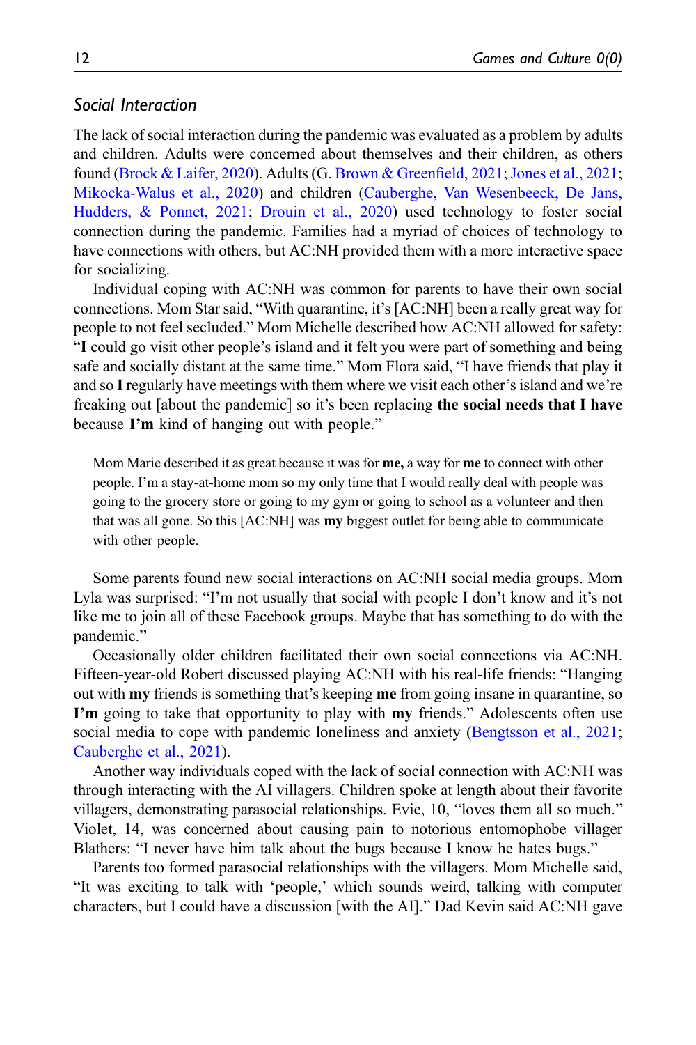### *Social Interaction*

The lack of social interaction during the pandemic was evaluated as a problem by adults and children. Adults were concerned about themselves and their children, as others found (Brock & Laifer, 2020). Adults (G. Brown & Greenfield, 2021; Jones et al., 2021; Mikocka-Walus et al., 2020) and children (Cauberghe, Van Wesenbeeck, De Jans, Hudders, & Ponnet, 2021; Drouin et al., 2020) used technology to foster social connection during the pandemic. Families had a myriad of choices of technology to have connections with others, but AC:NH provided them with a more interactive space for socializing.

Individual coping with AC:NH was common for parents to have their own social connections. Mom Star said, "With quarantine, it's [AC:NH] been a really great way for people to not feel secluded." Mom Michelle described how AC:NH allowed for safety: "**I** could go visit other people's island and it felt you were part of something and being safe and socially distant at the same time." Mom Flora said, "I have friends that play it and so **I** regularly have meetings with them where we visit each other's island and we're freaking out [about the pandemic] so it's been replacing **the social needs that I have** because **I'm** kind of hanging out with people."

> Mom Marie described it as great because it was for **me,** a way for **me** to connect with other people. I'm a stay-at-home mom so my only time that I would really deal with people was going to the grocery store or going to my gym or going to school as a volunteer and then that was all gone. So this [AC:NH] was **my** biggest outlet for being able to communicate with other people.

Some parents found new social interactions on AC:NH social media groups. Mom Lyla was surprised: "I'm not usually that social with people I don't know and it's not like me to join all of these Facebook groups. Maybe that has something to do with the pandemic."

Occasionally older children facilitated their own social connections via AC:NH. Fifteen-year-old Robert discussed playing AC:NH with his real-life friends: "Hanging out with **my** friends is something that's keeping **me** from going insane in quarantine, so **I'm** going to take that opportunity to play with **my** friends." Adolescents often use social media to cope with pandemic loneliness and anxiety (Bengtsson et al., 2021; Cauberghe et al., 2021).

Another way individuals coped with the lack of social connection with AC:NH was through interacting with the AI villagers. Children spoke at length about their favorite villagers, demonstrating parasocial relationships. Evie, 10, "loves them all so much." Violet, 14, was concerned about causing pain to notorious entomophobe villager Blathers: "I never have him talk about the bugs because I know he hates bugs."

Parents too formed parasocial relationships with the villagers. Mom Michelle said, "It was exciting to talk with 'people,' which sounds weird, talking with computer characters, but I could have a discussion [with the AI]." Dad Kevin said AC:NH gave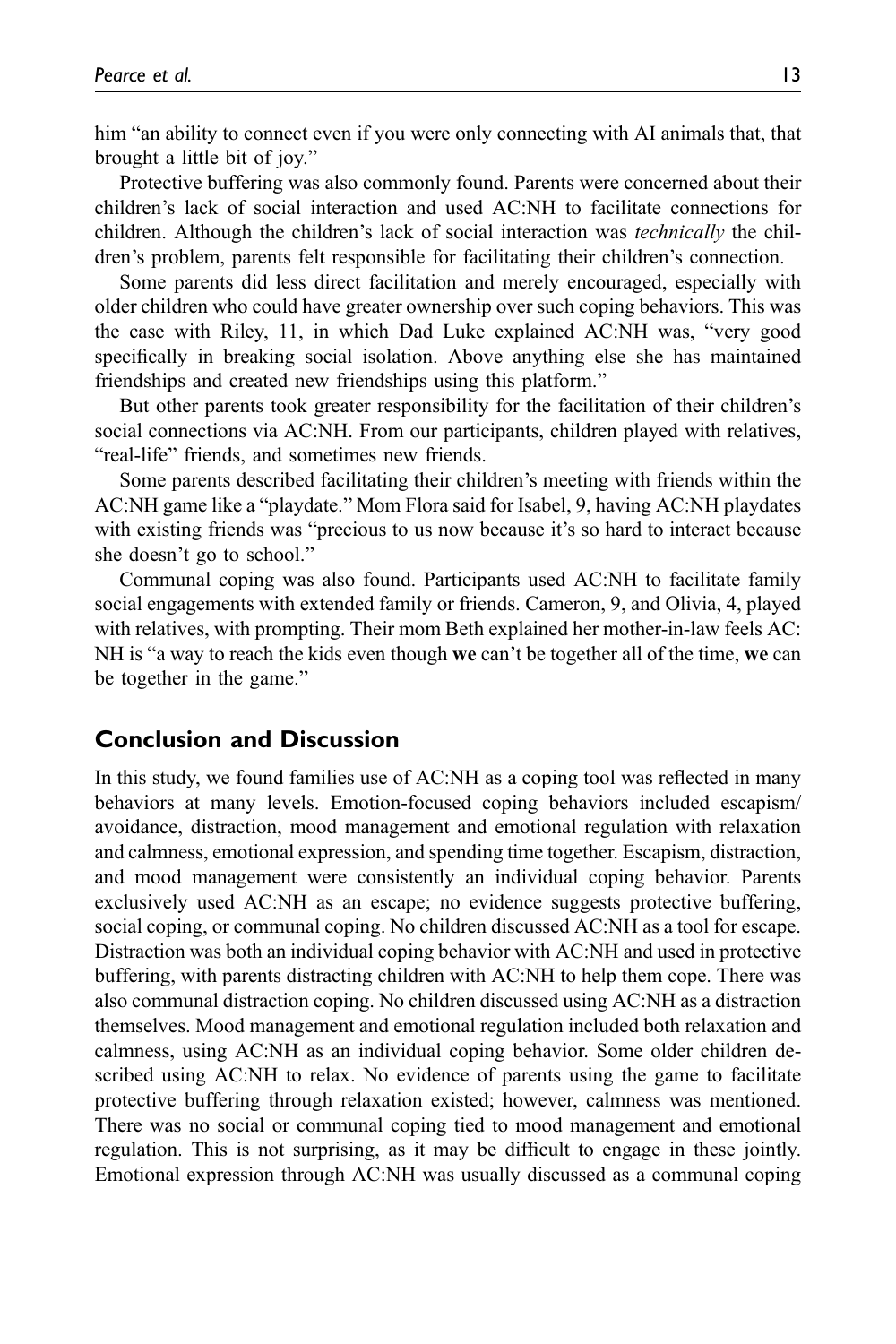him "an ability to connect even if you were only connecting with AI animals that, that brought a little bit of joy."

Protective buffering was also commonly found. Parents were concerned about their children's lack of social interaction and used AC:NH to facilitate connections for children. Although the children's lack of social interaction was *technically* the children's problem, parents felt responsible for facilitating their children's connection.

Some parents did less direct facilitation and merely encouraged, especially with older children who could have greater ownership over such coping behaviors. This was the case with Riley, 11, in which Dad Luke explained AC:NH was, "very good specifically in breaking social isolation. Above anything else she has maintained friendships and created new friendships using this platform."

But other parents took greater responsibility for the facilitation of their children's social connections via AC:NH. From our participants, children played with relatives, "real-life" friends, and sometimes new friends.

Some parents described facilitating their children's meeting with friends within the AC:NH game like a "playdate." Mom Flora said for Isabel, 9, having AC:NH playdates with existing friends was "precious to us now because it's so hard to interact because she doesn't go to school."

Communal coping was also found. Participants used AC:NH to facilitate family social engagements with extended family or friends. Cameron, 9, and Olivia, 4, played with relatives, with prompting. Their mom Beth explained her mother-in-law feels AC:NH is "a way to reach the kids even though **we** can't be together all of the time, **we** can be together in the game."

## Conclusion and Discussion

In this study, we found families use of AC:NH as a coping tool was reflected in many behaviors at many levels. Emotion-focused coping behaviors included escapism/avoidance, distraction, mood management and emotional regulation with relaxation and calmness, emotional expression, and spending time together. Escapism, distraction, and mood management were consistently an individual coping behavior. Parents exclusively used AC:NH as an escape; no evidence suggests protective buffering, social coping, or communal coping. No children discussed AC:NH as a tool for escape. Distraction was both an individual coping behavior with AC:NH and used in protective buffering, with parents distracting children with AC:NH to help them cope. There was also communal distraction coping. No children discussed using AC:NH as a distraction themselves. Mood management and emotional regulation included both relaxation and calmness, using AC:NH as an individual coping behavior. Some older children described using AC:NH to relax. No evidence of parents using the game to facilitate protective buffering through relaxation existed; however, calmness was mentioned. There was no social or communal coping tied to mood management and emotional regulation. This is not surprising, as it may be difficult to engage in these jointly. Emotional expression through AC:NH was usually discussed as a communal coping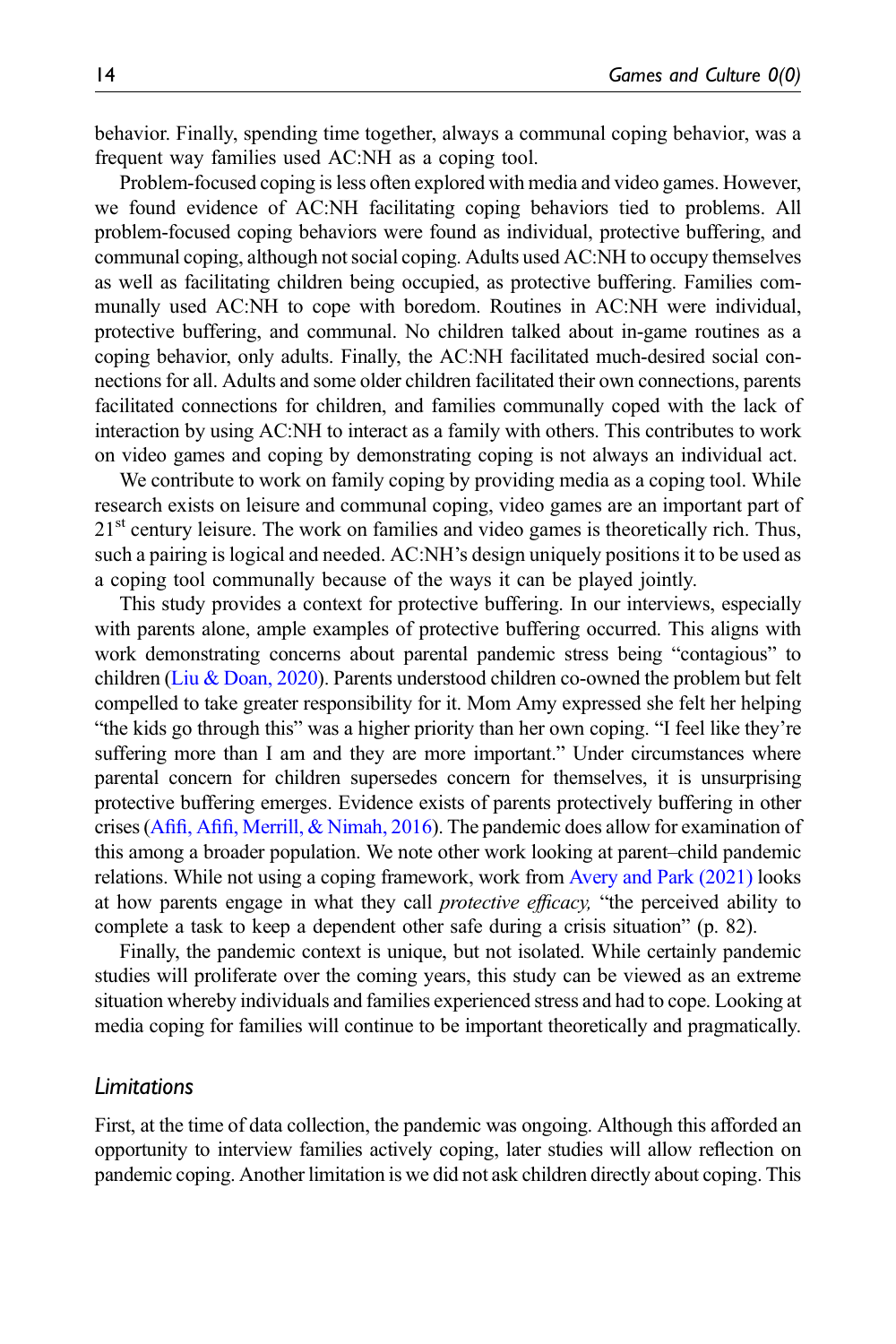behavior. Finally, spending time together, always a communal coping behavior, was a frequent way families used AC:NH as a coping tool.

Problem-focused coping is less often explored with media and video games. However, we found evidence of AC:NH facilitating coping behaviors tied to problems. All problem-focused coping behaviors were found as individual, protective buffering, and communal coping, although not social coping. Adults used AC:NH to occupy themselves as well as facilitating children being occupied, as protective buffering. Families communally used AC:NH to cope with boredom. Routines in AC:NH were individual, protective buffering, and communal. No children talked about in-game routines as a coping behavior, only adults. Finally, the AC:NH facilitated much-desired social connections for all. Adults and some older children facilitated their own connections, parents facilitated connections for children, and families communally coped with the lack of interaction by using AC:NH to interact as a family with others. This contributes to work on video games and coping by demonstrating coping is not always an individual act.

We contribute to work on family coping by providing media as a coping tool. While research exists on leisure and communal coping, video games are an important part of 21st century leisure. The work on families and video games is theoretically rich. Thus, such a pairing is logical and needed. AC:NH's design uniquely positions it to be used as a coping tool communally because of the ways it can be played jointly.

This study provides a context for protective buffering. In our interviews, especially with parents alone, ample examples of protective buffering occurred. This aligns with work demonstrating concerns about parental pandemic stress being "contagious" to children (Liu & Doan, 2020). Parents understood children co-owned the problem but felt compelled to take greater responsibility for it. Mom Amy expressed she felt her helping "the kids go through this" was a higher priority than her own coping. "I feel like they're suffering more than I am and they are more important." Under circumstances where parental concern for children supersedes concern for themselves, it is unsurprising protective buffering emerges. Evidence exists of parents protectively buffering in other crises (Afifi, Afifi, Merrill, & Nimah, 2016). The pandemic does allow for examination of this among a broader population. We note other work looking at parent–child pandemic relations. While not using a coping framework, work from Avery and Park (2021) looks at how parents engage in what they call *protective efficacy,* "the perceived ability to complete a task to keep a dependent other safe during a crisis situation" (p. 82).

Finally, the pandemic context is unique, but not isolated. While certainly pandemic studies will proliferate over the coming years, this study can be viewed as an extreme situation whereby individuals and families experienced stress and had to cope. Looking at media coping for families will continue to be important theoretically and pragmatically.

### Limitations

First, at the time of data collection, the pandemic was ongoing. Although this afforded an opportunity to interview families actively coping, later studies will allow reflection on pandemic coping. Another limitation is we did not ask children directly about coping. This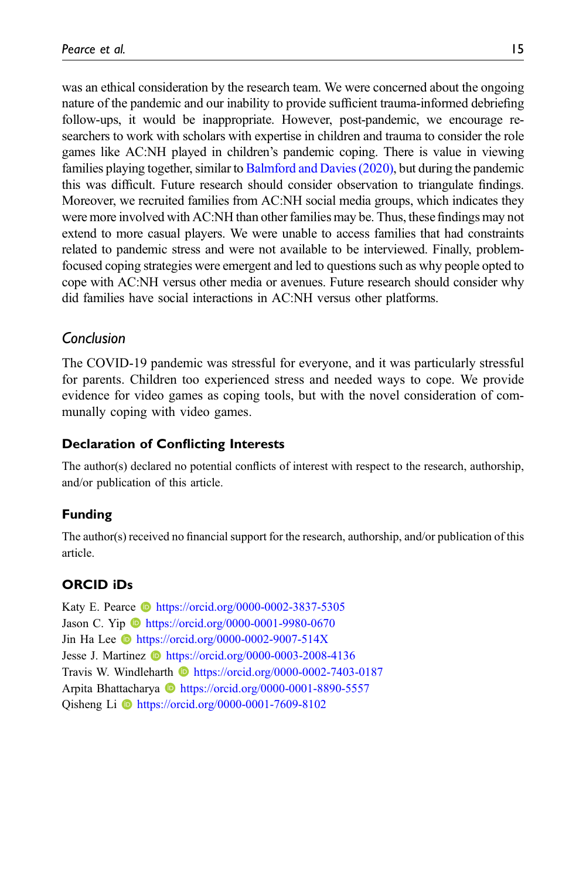was an ethical consideration by the research team. We were concerned about the ongoing nature of the pandemic and our inability to provide sufficient trauma-informed debriefing follow-ups, it would be inappropriate. However, post-pandemic, we encourage researchers to work with scholars with expertise in children and trauma to consider the role games like AC:NH played in children's pandemic coping. There is value in viewing families playing together, similar to Balmford and Davies (2020), but during the pandemic this was difficult. Future research should consider observation to triangulate findings. Moreover, we recruited families from AC:NH social media groups, which indicates they were more involved with AC:NH than other families may be. Thus, these findings may not extend to more casual players. We were unable to access families that had constraints related to pandemic stress and were not available to be interviewed. Finally, problem-focused coping strategies were emergent and led to questions such as why people opted to cope with AC:NH versus other media or avenues. Future research should consider why did families have social interactions in AC:NH versus other platforms.

## *Conclusion*

The COVID-19 pandemic was stressful for everyone, and it was particularly stressful for parents. Children too experienced stress and needed ways to cope. We provide evidence for video games as coping tools, but with the novel consideration of communally coping with video games.

### Declaration of Conflicting Interests

The author(s) declared no potential conflicts of interest with respect to the research, authorship, and/or publication of this article.

### Funding

The author(s) received no financial support for the research, authorship, and/or publication of this article.

### ORCID iDs

Katy E. Pearce https://orcid.org/0000-0002-3837-5305
Jason C. Yip https://orcid.org/0000-0001-9980-0670
Jin Ha Lee https://orcid.org/0000-0002-9007-514X
Jesse J. Martinez https://orcid.org/0000-0003-2008-4136
Travis W. Windleharth https://orcid.org/0000-0002-7403-0187
Arpita Bhattacharya https://orcid.org/0000-0001-8890-5557
Qisheng Li https://orcid.org/0000-0001-7609-8102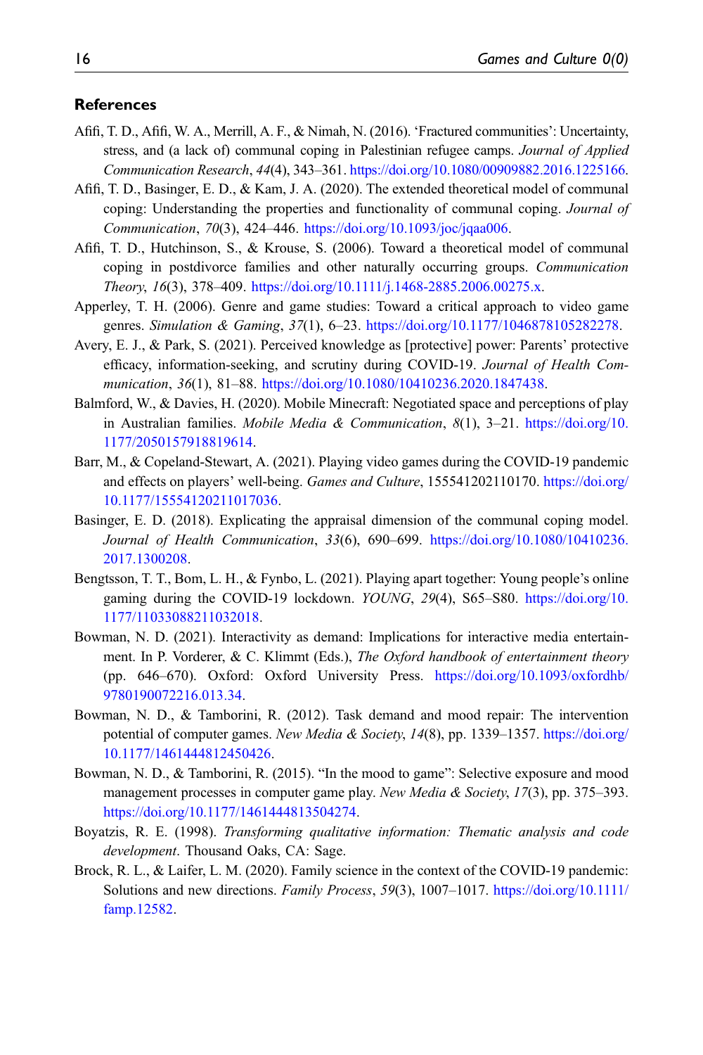## References

Afifi, T. D., Afifi, W. A., Merrill, A. F., & Nimah, N. (2016). 'Fractured communities': Uncertainty, stress, and (a lack of) communal coping in Palestinian refugee camps. *Journal of Applied Communication Research*, *44*(4), 343–361. https://doi.org/10.1080/00909882.2016.1225166.

Afifi, T. D., Basinger, E. D., & Kam, J. A. (2020). The extended theoretical model of communal coping: Understanding the properties and functionality of communal coping. *Journal of Communication*, *70*(3), 424–446. https://doi.org/10.1093/joc/jqaa006.

Afifi, T. D., Hutchinson, S., & Krouse, S. (2006). Toward a theoretical model of communal coping in postdivorce families and other naturally occurring groups. *Communication Theory*, *16*(3), 378–409. https://doi.org/10.1111/j.1468-2885.2006.00275.x.

Apperley, T. H. (2006). Genre and game studies: Toward a critical approach to video game genres. *Simulation & Gaming*, *37*(1), 6–23. https://doi.org/10.1177/1046878105282278.

Avery, E. J., & Park, S. (2021). Perceived knowledge as [protective] power: Parents' protective efficacy, information-seeking, and scrutiny during COVID-19. *Journal of Health Communication*, *36*(1), 81–88. https://doi.org/10.1080/10410236.2020.1847438.

Balmford, W., & Davies, H. (2020). Mobile Minecraft: Negotiated space and perceptions of play in Australian families. *Mobile Media & Communication*, *8*(1), 3–21. https://doi.org/10.1177/2050157918819614.

Barr, M., & Copeland-Stewart, A. (2021). Playing video games during the COVID-19 pandemic and effects on players' well-being. *Games and Culture*, 155541202110170. https://doi.org/10.1177/15554120211017036.

Basinger, E. D. (2018). Explicating the appraisal dimension of the communal coping model. *Journal of Health Communication*, *33*(6), 690–699. https://doi.org/10.1080/10410236.2017.1300208.

Bengtsson, T. T., Bom, L. H., & Fynbo, L. (2021). Playing apart together: Young people's online gaming during the COVID-19 lockdown. *YOUNG*, *29*(4), S65–S80. https://doi.org/10.1177/11033088211032018.

Bowman, N. D. (2021). Interactivity as demand: Implications for interactive media entertainment. In P. Vorderer, & C. Klimmt (Eds.), *The Oxford handbook of entertainment theory* (pp. 646–670). Oxford: Oxford University Press. https://doi.org/10.1093/oxfordhb/9780190072216.013.34.

Bowman, N. D., & Tamborini, R. (2012). Task demand and mood repair: The intervention potential of computer games. *New Media & Society*, *14*(8), pp. 1339–1357. https://doi.org/10.1177/1461444812450426.

Bowman, N. D., & Tamborini, R. (2015). "In the mood to game": Selective exposure and mood management processes in computer game play. *New Media & Society*, *17*(3), pp. 375–393. https://doi.org/10.1177/1461444813504274.

Boyatzis, R. E. (1998). *Transforming qualitative information: Thematic analysis and code development*. Thousand Oaks, CA: Sage.

Brock, R. L., & Laifer, L. M. (2020). Family science in the context of the COVID-19 pandemic: Solutions and new directions. *Family Process*, *59*(3), 1007–1017. https://doi.org/10.1111/famp.12582.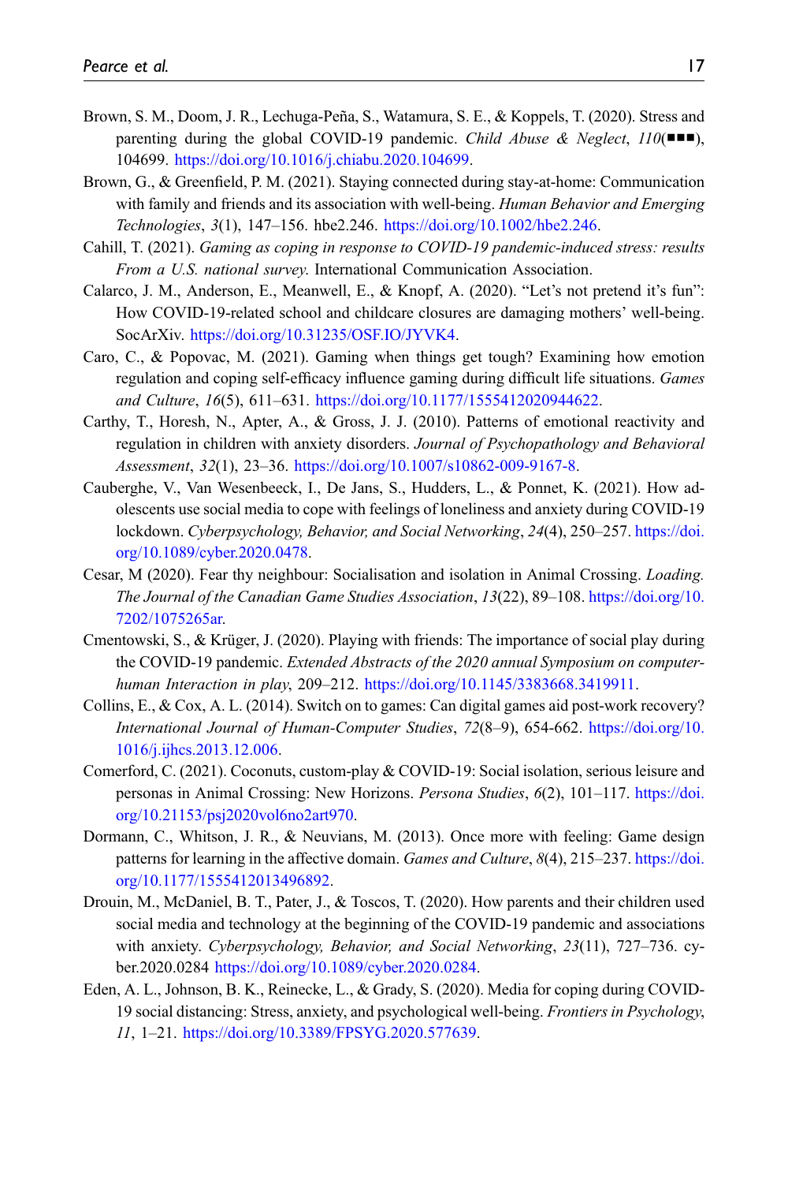Brown, S. M., Doom, J. R., Lechuga-Peña, S., Watamura, S. E., & Koppels, T. (2020). Stress and parenting during the global COVID-19 pandemic. *Child Abuse & Neglect*, *110*(■■■), 104699. https://doi.org/10.1016/j.chiabu.2020.104699.

Brown, G., & Greenfield, P. M. (2021). Staying connected during stay-at-home: Communication with family and friends and its association with well-being. *Human Behavior and Emerging Technologies*, *3*(1), 147–156. hbe2.246. https://doi.org/10.1002/hbe2.246.

Cahill, T. (2021). *Gaming as coping in response to COVID-19 pandemic-induced stress: results From a U.S. national survey*. International Communication Association.

Calarco, J. M., Anderson, E., Meanwell, E., & Knopf, A. (2020). "Let's not pretend it's fun": How COVID-19-related school and childcare closures are damaging mothers' well-being. SocArXiv. https://doi.org/10.31235/OSF.IO/JYVK4.

Caro, C., & Popovac, M. (2021). Gaming when things get tough? Examining how emotion regulation and coping self-efficacy influence gaming during difficult life situations. *Games and Culture*, *16*(5), 611–631. https://doi.org/10.1177/1555412020944622.

Carthy, T., Horesh, N., Apter, A., & Gross, J. J. (2010). Patterns of emotional reactivity and regulation in children with anxiety disorders. *Journal of Psychopathology and Behavioral Assessment*, *32*(1), 23–36. https://doi.org/10.1007/s10862-009-9167-8.

Cauberghe, V., Van Wesenbeeck, I., De Jans, S., Hudders, L., & Ponnet, K. (2021). How adolescents use social media to cope with feelings of loneliness and anxiety during COVID-19 lockdown. *Cyberpsychology, Behavior, and Social Networking*, *24*(4), 250–257. https://doi.org/10.1089/cyber.2020.0478.

Cesar, M (2020). Fear thy neighbour: Socialisation and isolation in Animal Crossing. *Loading. The Journal of the Canadian Game Studies Association*, *13*(22), 89–108. https://doi.org/10.7202/1075265ar.

Cmentowski, S., & Krüger, J. (2020). Playing with friends: The importance of social play during the COVID-19 pandemic. *Extended Abstracts of the 2020 annual Symposium on computer-human Interaction in play*, 209–212. https://doi.org/10.1145/3383668.3419911.

Collins, E., & Cox, A. L. (2014). Switch on to games: Can digital games aid post-work recovery? *International Journal of Human-Computer Studies*, *72*(8–9), 654-662. https://doi.org/10.1016/j.ijhcs.2013.12.006.

Comerford, C. (2021). Coconuts, custom-play & COVID-19: Social isolation, serious leisure and personas in Animal Crossing: New Horizons. *Persona Studies*, *6*(2), 101–117. https://doi.org/10.21153/psj2020vol6no2art970.

Dormann, C., Whitson, J. R., & Neuvians, M. (2013). Once more with feeling: Game design patterns for learning in the affective domain. *Games and Culture*, *8*(4), 215–237. https://doi.org/10.1177/1555412013496892.

Drouin, M., McDaniel, B. T., Pater, J., & Toscos, T. (2020). How parents and their children used social media and technology at the beginning of the COVID-19 pandemic and associations with anxiety. *Cyberpsychology, Behavior, and Social Networking*, *23*(11), 727–736. cyber.2020.0284 https://doi.org/10.1089/cyber.2020.0284.

Eden, A. L., Johnson, B. K., Reinecke, L., & Grady, S. (2020). Media for coping during COVID-19 social distancing: Stress, anxiety, and psychological well-being. *Frontiers in Psychology*, *11*, 1–21. https://doi.org/10.3389/FPSYG.2020.577639.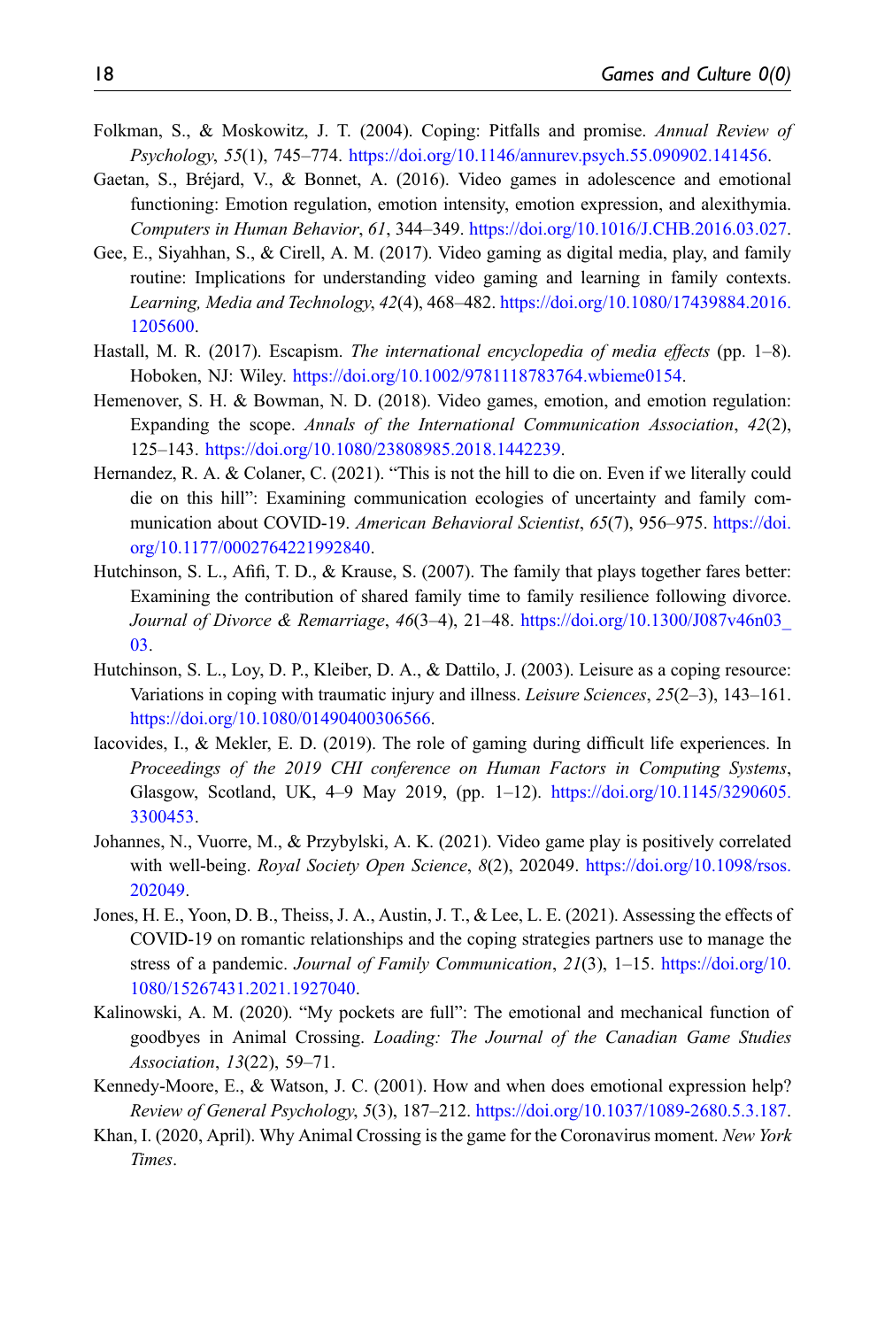Folkman, S., & Moskowitz, J. T. (2004). Coping: Pitfalls and promise. *Annual Review of Psychology*, *55*(1), 745–774. https://doi.org/10.1146/annurev.psych.55.090902.141456.

Gaetan, S., Bréjard, V., & Bonnet, A. (2016). Video games in adolescence and emotional functioning: Emotion regulation, emotion intensity, emotion expression, and alexithymia. *Computers in Human Behavior*, *61*, 344–349. https://doi.org/10.1016/J.CHB.2016.03.027.

Gee, E., Siyahhan, S., & Cirell, A. M. (2017). Video gaming as digital media, play, and family routine: Implications for understanding video gaming and learning in family contexts. *Learning, Media and Technology*, *42*(4), 468–482. https://doi.org/10.1080/17439884.2016.1205600.

Hastall, M. R. (2017). Escapism. *The international encyclopedia of media effects* (pp. 1–8). Hoboken, NJ: Wiley. https://doi.org/10.1002/9781118783764.wbieme0154.

Hemenover, S. H. & Bowman, N. D. (2018). Video games, emotion, and emotion regulation: Expanding the scope. *Annals of the International Communication Association*, *42*(2), 125–143. https://doi.org/10.1080/23808985.2018.1442239.

Hernandez, R. A. & Colaner, C. (2021). "This is not the hill to die on. Even if we literally could die on this hill": Examining communication ecologies of uncertainty and family communication about COVID-19. *American Behavioral Scientist*, *65*(7), 956–975. https://doi.org/10.1177/0002764221992840.

Hutchinson, S. L., Afifi, T. D., & Krause, S. (2007). The family that plays together fares better: Examining the contribution of shared family time to family resilience following divorce. *Journal of Divorce & Remarriage*, *46*(3–4), 21–48. https://doi.org/10.1300/J087v46n03_03.

Hutchinson, S. L., Loy, D. P., Kleiber, D. A., & Dattilo, J. (2003). Leisure as a coping resource: Variations in coping with traumatic injury and illness. *Leisure Sciences*, *25*(2–3), 143–161. https://doi.org/10.1080/01490400306566.

Iacovides, I., & Mekler, E. D. (2019). The role of gaming during difficult life experiences. In *Proceedings of the 2019 CHI conference on Human Factors in Computing Systems*, Glasgow, Scotland, UK, 4–9 May 2019, (pp. 1–12). https://doi.org/10.1145/3290605.3300453.

Johannes, N., Vuorre, M., & Przybylski, A. K. (2021). Video game play is positively correlated with well-being. *Royal Society Open Science*, *8*(2), 202049. https://doi.org/10.1098/rsos.202049.

Jones, H. E., Yoon, D. B., Theiss, J. A., Austin, J. T., & Lee, L. E. (2021). Assessing the effects of COVID-19 on romantic relationships and the coping strategies partners use to manage the stress of a pandemic. *Journal of Family Communication*, *21*(3), 1–15. https://doi.org/10.1080/15267431.2021.1927040.

Kalinowski, A. M. (2020). "My pockets are full": The emotional and mechanical function of goodbyes in Animal Crossing. *Loading: The Journal of the Canadian Game Studies Association*, *13*(22), 59–71.

Kennedy-Moore, E., & Watson, J. C. (2001). How and when does emotional expression help? *Review of General Psychology*, *5*(3), 187–212. https://doi.org/10.1037/1089-2680.5.3.187.

Khan, I. (2020, April). Why Animal Crossing is the game for the Coronavirus moment. *New York Times*.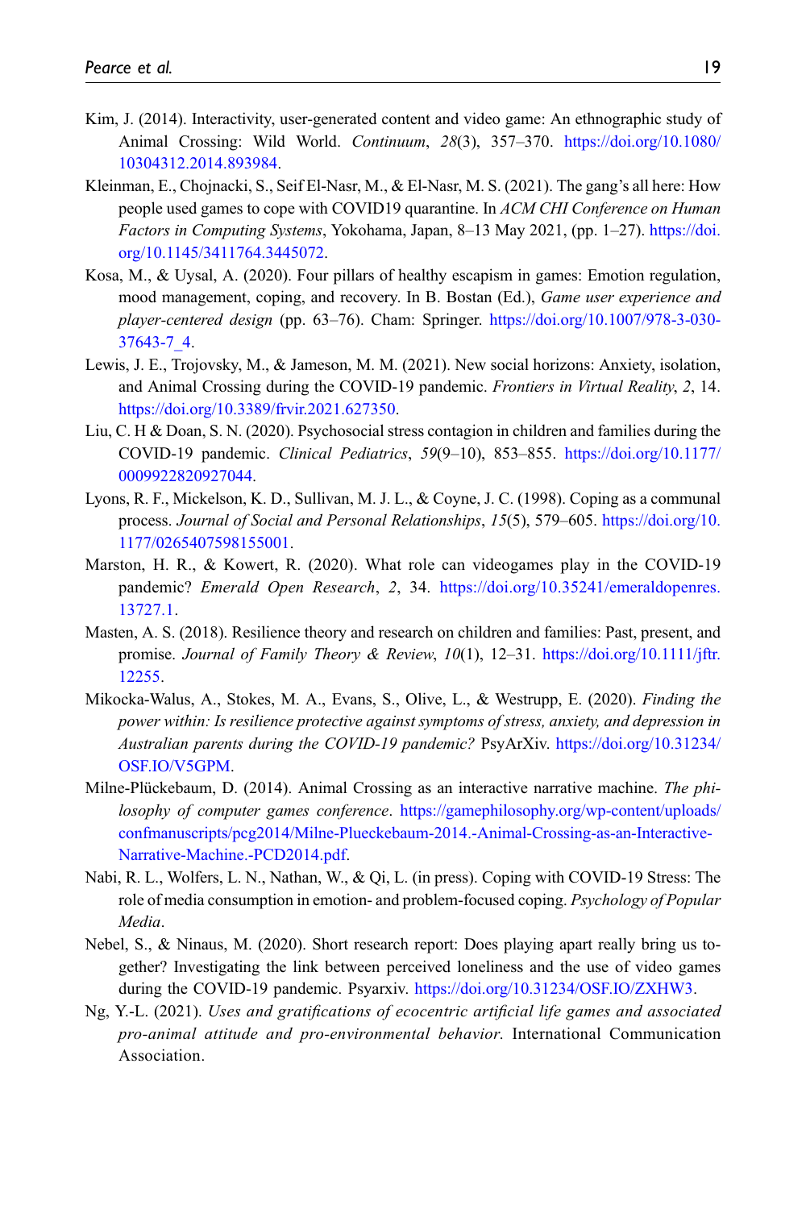Kim, J. (2014). Interactivity, user-generated content and video game: An ethnographic study of Animal Crossing: Wild World. *Continuum*, *28*(3), 357–370. https://doi.org/10.1080/10304312.2014.893984.

Kleinman, E., Chojnacki, S., Seif El-Nasr, M., & El-Nasr, M. S. (2021). The gang's all here: How people used games to cope with COVID19 quarantine. In *ACM CHI Conference on Human Factors in Computing Systems*, Yokohama, Japan, 8–13 May 2021, (pp. 1–27). https://doi.org/10.1145/3411764.3445072.

Kosa, M., & Uysal, A. (2020). Four pillars of healthy escapism in games: Emotion regulation, mood management, coping, and recovery. In B. Bostan (Ed.), *Game user experience and player-centered design* (pp. 63–76). Cham: Springer. https://doi.org/10.1007/978-3-030-37643-7_4.

Lewis, J. E., Trojovsky, M., & Jameson, M. M. (2021). New social horizons: Anxiety, isolation, and Animal Crossing during the COVID-19 pandemic. *Frontiers in Virtual Reality*, *2*, 14. https://doi.org/10.3389/frvir.2021.627350.

Liu, C. H & Doan, S. N. (2020). Psychosocial stress contagion in children and families during the COVID-19 pandemic. *Clinical Pediatrics*, *59*(9–10), 853–855. https://doi.org/10.1177/0009922820927044.

Lyons, R. F., Mickelson, K. D., Sullivan, M. J. L., & Coyne, J. C. (1998). Coping as a communal process. *Journal of Social and Personal Relationships*, *15*(5), 579–605. https://doi.org/10.1177/0265407598155001.

Marston, H. R., & Kowert, R. (2020). What role can videogames play in the COVID-19 pandemic? *Emerald Open Research*, *2*, 34. https://doi.org/10.35241/emeraldopenres.13727.1.

Masten, A. S. (2018). Resilience theory and research on children and families: Past, present, and promise. *Journal of Family Theory & Review*, *10*(1), 12–31. https://doi.org/10.1111/jftr.12255.

Mikocka-Walus, A., Stokes, M. A., Evans, S., Olive, L., & Westrupp, E. (2020). *Finding the power within: Is resilience protective against symptoms of stress, anxiety, and depression in Australian parents during the COVID-19 pandemic?* PsyArXiv. https://doi.org/10.31234/OSF.IO/V5GPM.

Milne-Plückebaum, D. (2014). Animal Crossing as an interactive narrative machine. *The philosophy of computer games conference*. https://gamephilosophy.org/wp-content/uploads/confmanuscripts/pcg2014/Milne-Plueckebaum-2014.-Animal-Crossing-as-an-Interactive-Narrative-Machine.-PCD2014.pdf.

Nabi, R. L., Wolfers, L. N., Nathan, W., & Qi, L. (in press). Coping with COVID-19 Stress: The role of media consumption in emotion- and problem-focused coping. *Psychology of Popular Media*.

Nebel, S., & Ninaus, M. (2020). Short research report: Does playing apart really bring us together? Investigating the link between perceived loneliness and the use of video games during the COVID-19 pandemic. Psyarxiv. https://doi.org/10.31234/OSF.IO/ZXHW3.

Ng, Y.-L. (2021). *Uses and gratifications of ecocentric artificial life games and associated pro-animal attitude and pro-environmental behavior.* International Communication Association.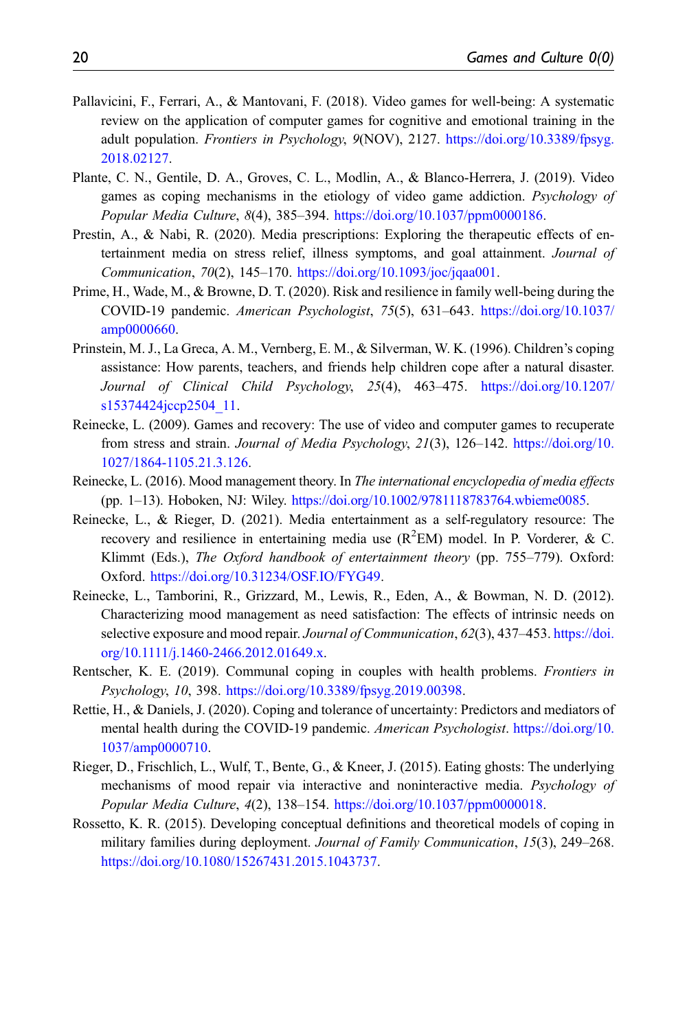Pallavicini, F., Ferrari, A., & Mantovani, F. (2018). Video games for well-being: A systematic review on the application of computer games for cognitive and emotional training in the adult population. *Frontiers in Psychology*, *9*(NOV), 2127. https://doi.org/10.3389/fpsyg.2018.02127.

Plante, C. N., Gentile, D. A., Groves, C. L., Modlin, A., & Blanco-Herrera, J. (2019). Video games as coping mechanisms in the etiology of video game addiction. *Psychology of Popular Media Culture*, *8*(4), 385–394. https://doi.org/10.1037/ppm0000186.

Prestin, A., & Nabi, R. (2020). Media prescriptions: Exploring the therapeutic effects of entertainment media on stress relief, illness symptoms, and goal attainment. *Journal of Communication*, *70*(2), 145–170. https://doi.org/10.1093/joc/jqaa001.

Prime, H., Wade, M., & Browne, D. T. (2020). Risk and resilience in family well-being during the COVID-19 pandemic. *American Psychologist*, *75*(5), 631–643. https://doi.org/10.1037/amp0000660.

Prinstein, M. J., La Greca, A. M., Vernberg, E. M., & Silverman, W. K. (1996). Children's coping assistance: How parents, teachers, and friends help children cope after a natural disaster. *Journal of Clinical Child Psychology*, *25*(4), 463–475. https://doi.org/10.1207/s15374424jccp2504_11.

Reinecke, L. (2009). Games and recovery: The use of video and computer games to recuperate from stress and strain. *Journal of Media Psychology*, *21*(3), 126–142. https://doi.org/10.1027/1864-1105.21.3.126.

Reinecke, L. (2016). Mood management theory. In *The international encyclopedia of media effects* (pp. 1–13). Hoboken, NJ: Wiley. https://doi.org/10.1002/9781118783764.wbieme0085.

Reinecke, L., & Rieger, D. (2021). Media entertainment as a self-regulatory resource: The recovery and resilience in entertaining media use ($R^2$EM) model. In P. Vorderer, & C. Klimmt (Eds.), *The Oxford handbook of entertainment theory* (pp. 755–779). Oxford: Oxford. https://doi.org/10.31234/OSF.IO/FYG49.

Reinecke, L., Tamborini, R., Grizzard, M., Lewis, R., Eden, A., & Bowman, N. D. (2012). Characterizing mood management as need satisfaction: The effects of intrinsic needs on selective exposure and mood repair. *Journal of Communication*, *62*(3), 437–453. https://doi.org/10.1111/j.1460-2466.2012.01649.x.

Rentscher, K. E. (2019). Communal coping in couples with health problems. *Frontiers in Psychology*, *10*, 398. https://doi.org/10.3389/fpsyg.2019.00398.

Rettie, H., & Daniels, J. (2020). Coping and tolerance of uncertainty: Predictors and mediators of mental health during the COVID-19 pandemic. *American Psychologist*. https://doi.org/10.1037/amp0000710.

Rieger, D., Frischlich, L., Wulf, T., Bente, G., & Kneer, J. (2015). Eating ghosts: The underlying mechanisms of mood repair via interactive and noninteractive media. *Psychology of Popular Media Culture*, *4*(2), 138–154. https://doi.org/10.1037/ppm0000018.

Rossetto, K. R. (2015). Developing conceptual definitions and theoretical models of coping in military families during deployment. *Journal of Family Communication*, *15*(3), 249–268. https://doi.org/10.1080/15267431.2015.1043737.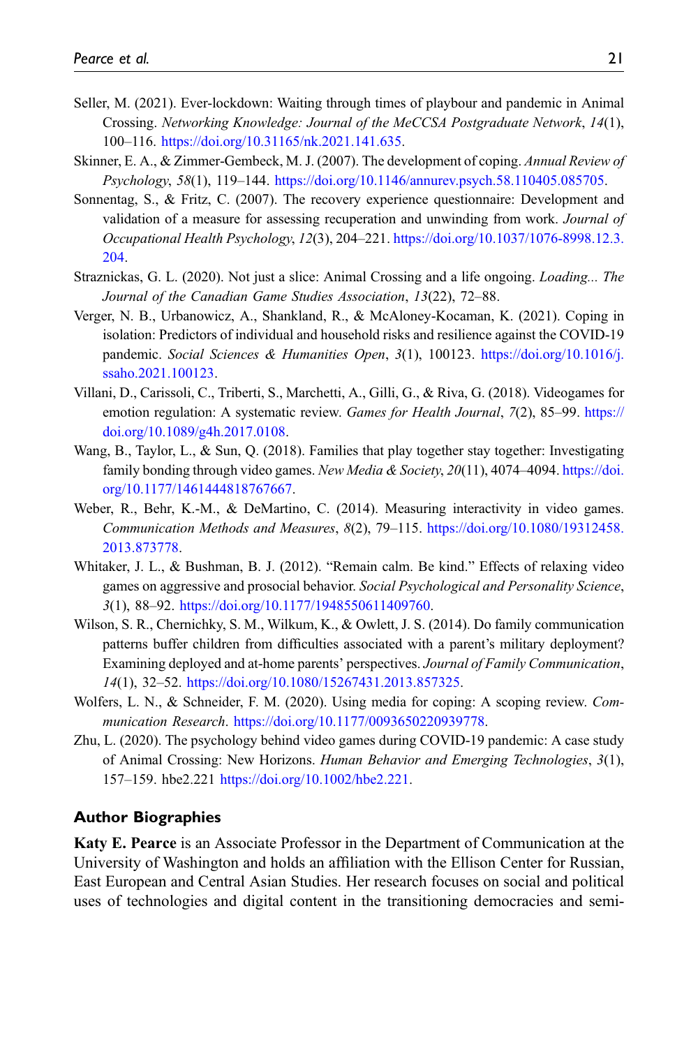Seller, M. (2021). Ever-lockdown: Waiting through times of playbour and pandemic in Animal Crossing. *Networking Knowledge: Journal of the MeCCSA Postgraduate Network*, *14*(1), 100–116. https://doi.org/10.31165/nk.2021.141.635.

Skinner, E. A., & Zimmer-Gembeck, M. J. (2007). The development of coping. *Annual Review of Psychology*, *58*(1), 119–144. https://doi.org/10.1146/annurev.psych.58.110405.085705.

Sonnentag, S., & Fritz, C. (2007). The recovery experience questionnaire: Development and validation of a measure for assessing recuperation and unwinding from work. *Journal of Occupational Health Psychology*, *12*(3), 204–221. https://doi.org/10.1037/1076-8998.12.3.204.

Straznickas, G. L. (2020). Not just a slice: Animal Crossing and a life ongoing. *Loading... The Journal of the Canadian Game Studies Association*, *13*(22), 72–88.

Verger, N. B., Urbanowicz, A., Shankland, R., & McAloney-Kocaman, K. (2021). Coping in isolation: Predictors of individual and household risks and resilience against the COVID-19 pandemic. *Social Sciences & Humanities Open*, *3*(1), 100123. https://doi.org/10.1016/j.ssaho.2021.100123.

Villani, D., Carissoli, C., Triberti, S., Marchetti, A., Gilli, G., & Riva, G. (2018). Videogames for emotion regulation: A systematic review. *Games for Health Journal*, *7*(2), 85–99. https://doi.org/10.1089/g4h.2017.0108.

Wang, B., Taylor, L., & Sun, Q. (2018). Families that play together stay together: Investigating family bonding through video games. *New Media & Society*, *20*(11), 4074–4094. https://doi.org/10.1177/1461444818767667.

Weber, R., Behr, K.-M., & DeMartino, C. (2014). Measuring interactivity in video games. *Communication Methods and Measures*, *8*(2), 79–115. https://doi.org/10.1080/19312458.2013.873778.

Whitaker, J. L., & Bushman, B. J. (2012). "Remain calm. Be kind." Effects of relaxing video games on aggressive and prosocial behavior. *Social Psychological and Personality Science*, *3*(1), 88–92. https://doi.org/10.1177/1948550611409760.

Wilson, S. R., Chernichky, S. M., Wilkum, K., & Owlett, J. S. (2014). Do family communication patterns buffer children from difficulties associated with a parent's military deployment? Examining deployed and at-home parents' perspectives. *Journal of Family Communication*, *14*(1), 32–52. https://doi.org/10.1080/15267431.2013.857325.

Wolfers, L. N., & Schneider, F. M. (2020). Using media for coping: A scoping review. *Communication Research*. https://doi.org/10.1177/0093650220939778.

Zhu, L. (2020). The psychology behind video games during COVID-19 pandemic: A case study of Animal Crossing: New Horizons. *Human Behavior and Emerging Technologies*, *3*(1), 157–159. hbe2.221 https://doi.org/10.1002/hbe2.221.

## Author Biographies

**Katy E. Pearce** is an Associate Professor in the Department of Communication at the University of Washington and holds an affiliation with the Ellison Center for Russian, East European and Central Asian Studies. Her research focuses on social and political uses of technologies and digital content in the transitioning democracies and semi-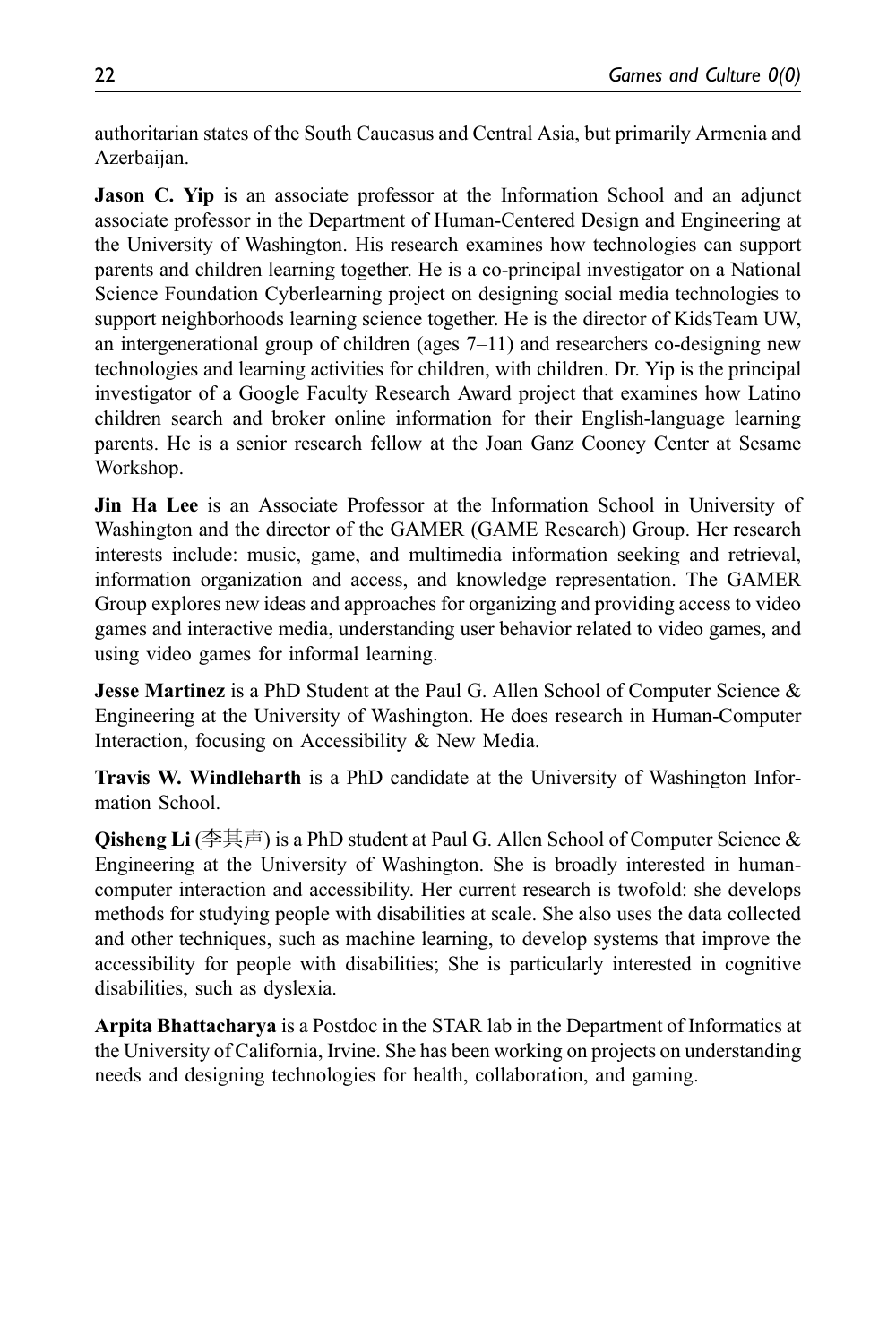authoritarian states of the South Caucasus and Central Asia, but primarily Armenia and Azerbaijan.

**Jason C. Yip** is an associate professor at the Information School and an adjunct associate professor in the Department of Human-Centered Design and Engineering at the University of Washington. His research examines how technologies can support parents and children learning together. He is a co-principal investigator on a National Science Foundation Cyberlearning project on designing social media technologies to support neighborhoods learning science together. He is the director of KidsTeam UW, an intergenerational group of children (ages 7–11) and researchers co-designing new technologies and learning activities for children, with children. Dr. Yip is the principal investigator of a Google Faculty Research Award project that examines how Latino children search and broker online information for their English-language learning parents. He is a senior research fellow at the Joan Ganz Cooney Center at Sesame Workshop.

**Jin Ha Lee** is an Associate Professor at the Information School in University of Washington and the director of the GAMER (GAME Research) Group. Her research interests include: music, game, and multimedia information seeking and retrieval, information organization and access, and knowledge representation. The GAMER Group explores new ideas and approaches for organizing and providing access to video games and interactive media, understanding user behavior related to video games, and using video games for informal learning.

**Jesse Martinez** is a PhD Student at the Paul G. Allen School of Computer Science & Engineering at the University of Washington. He does research in Human-Computer Interaction, focusing on Accessibility & New Media.

**Travis W. Windleharth** is a PhD candidate at the University of Washington Information School.

**Qisheng Li** (李其声) is a PhD student at Paul G. Allen School of Computer Science & Engineering at the University of Washington. She is broadly interested in human-computer interaction and accessibility. Her current research is twofold: she develops methods for studying people with disabilities at scale. She also uses the data collected and other techniques, such as machine learning, to develop systems that improve the accessibility for people with disabilities; She is particularly interested in cognitive disabilities, such as dyslexia.

**Arpita Bhattacharya** is a Postdoc in the STAR lab in the Department of Informatics at the University of California, Irvine. She has been working on projects on understanding needs and designing technologies for health, collaboration, and gaming.